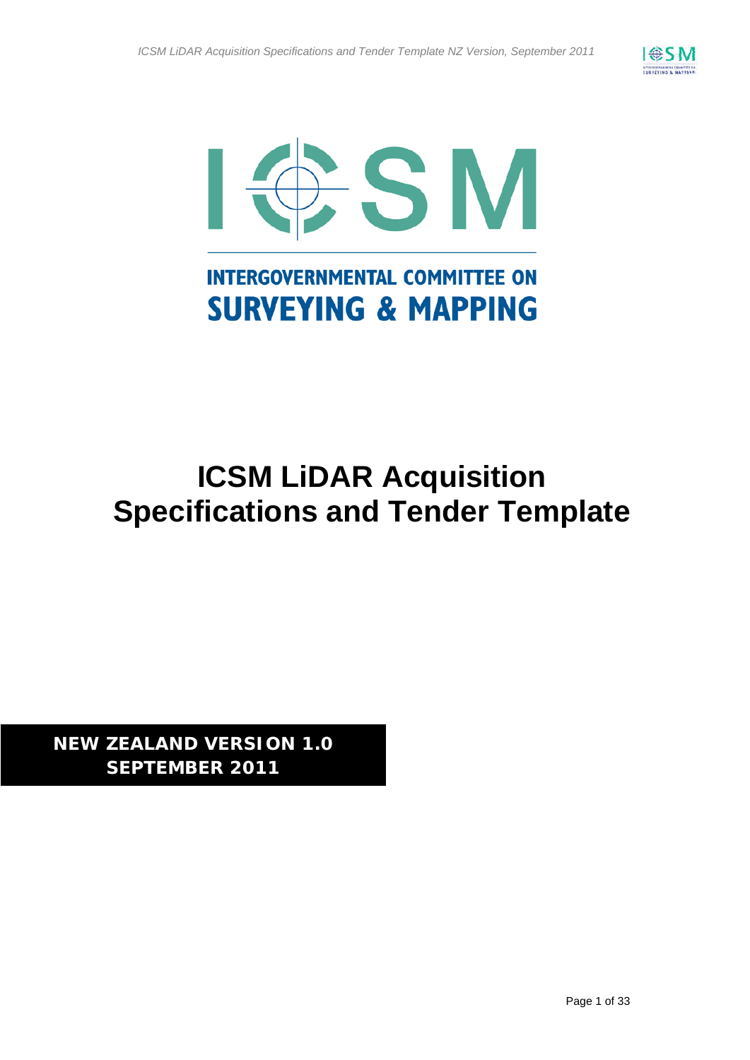INTERGOVERNMENTAL COMMITTEE ON SURVEYING & MAPPING

# ICSM LiDAR Acquisition Specifications and Tender Template

**NEW ZEALAND VERSION 1.0**
**SEPTEMBER 2011**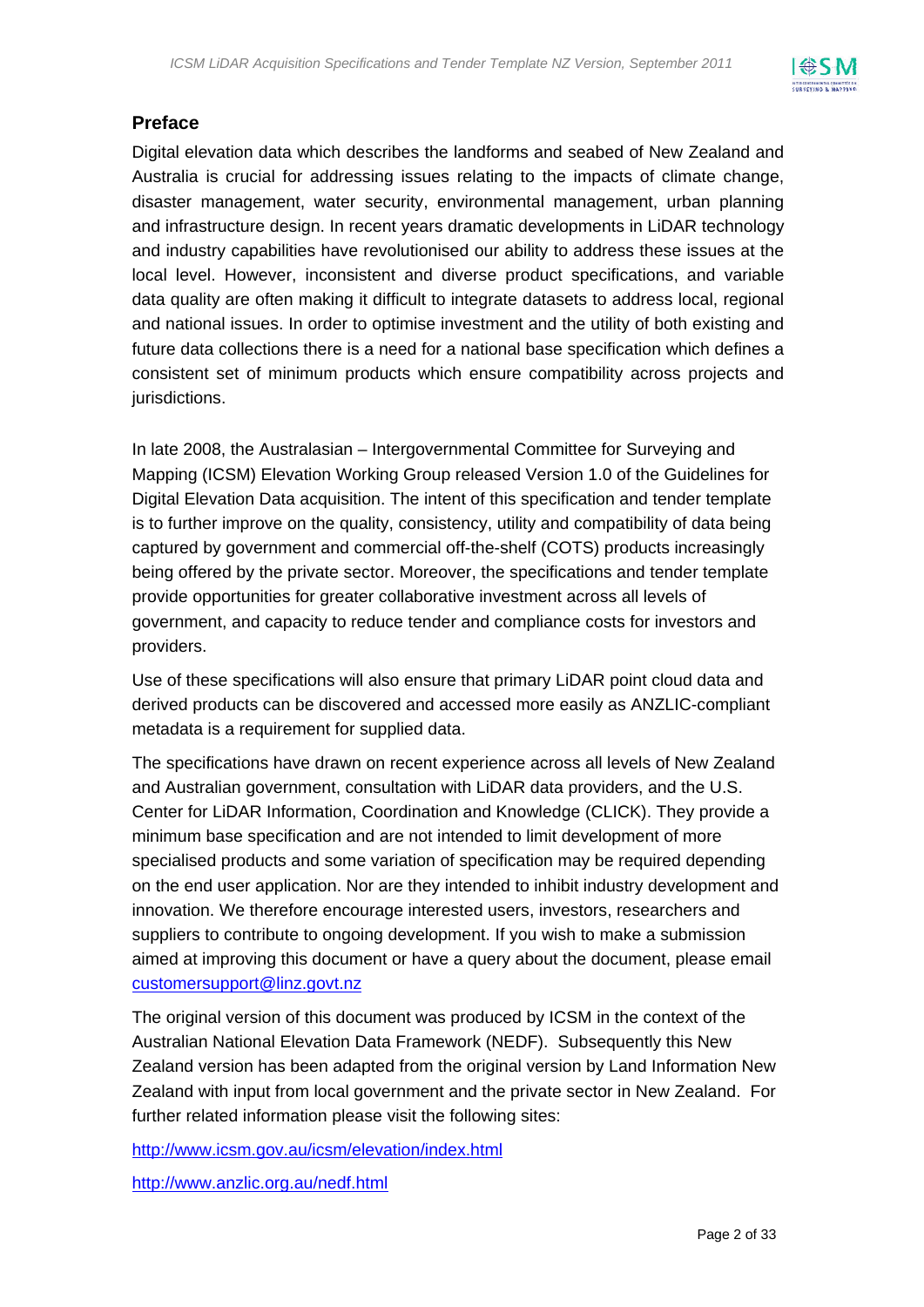## Preface

Digital elevation data which describes the landforms and seabed of New Zealand and Australia is crucial for addressing issues relating to the impacts of climate change, disaster management, water security, environmental management, urban planning and infrastructure design. In recent years dramatic developments in LiDAR technology and industry capabilities have revolutionised our ability to address these issues at the local level. However, inconsistent and diverse product specifications, and variable data quality are often making it difficult to integrate datasets to address local, regional and national issues. In order to optimise investment and the utility of both existing and future data collections there is a need for a national base specification which defines a consistent set of minimum products which ensure compatibility across projects and jurisdictions.

In late 2008, the Australasian – Intergovernmental Committee for Surveying and Mapping (ICSM) Elevation Working Group released Version 1.0 of the Guidelines for Digital Elevation Data acquisition. The intent of this specification and tender template is to further improve on the quality, consistency, utility and compatibility of data being captured by government and commercial off-the-shelf (COTS) products increasingly being offered by the private sector. Moreover, the specifications and tender template provide opportunities for greater collaborative investment across all levels of government, and capacity to reduce tender and compliance costs for investors and providers.

Use of these specifications will also ensure that primary LiDAR point cloud data and derived products can be discovered and accessed more easily as ANZLIC-compliant metadata is a requirement for supplied data.

The specifications have drawn on recent experience across all levels of New Zealand and Australian government, consultation with LiDAR data providers, and the U.S. Center for LiDAR Information, Coordination and Knowledge (CLICK). They provide a minimum base specification and are not intended to limit development of more specialised products and some variation of specification may be required depending on the end user application. Nor are they intended to inhibit industry development and innovation. We therefore encourage interested users, investors, researchers and suppliers to contribute to ongoing development. If you wish to make a submission aimed at improving this document or have a query about the document, please email customersupport@linz.govt.nz

The original version of this document was produced by ICSM in the context of the Australian National Elevation Data Framework (NEDF). Subsequently this New Zealand version has been adapted from the original version by Land Information New Zealand with input from local government and the private sector in New Zealand. For further related information please visit the following sites:

http://www.icsm.gov.au/icsm/elevation/index.html

http://www.anzlic.org.au/nedf.html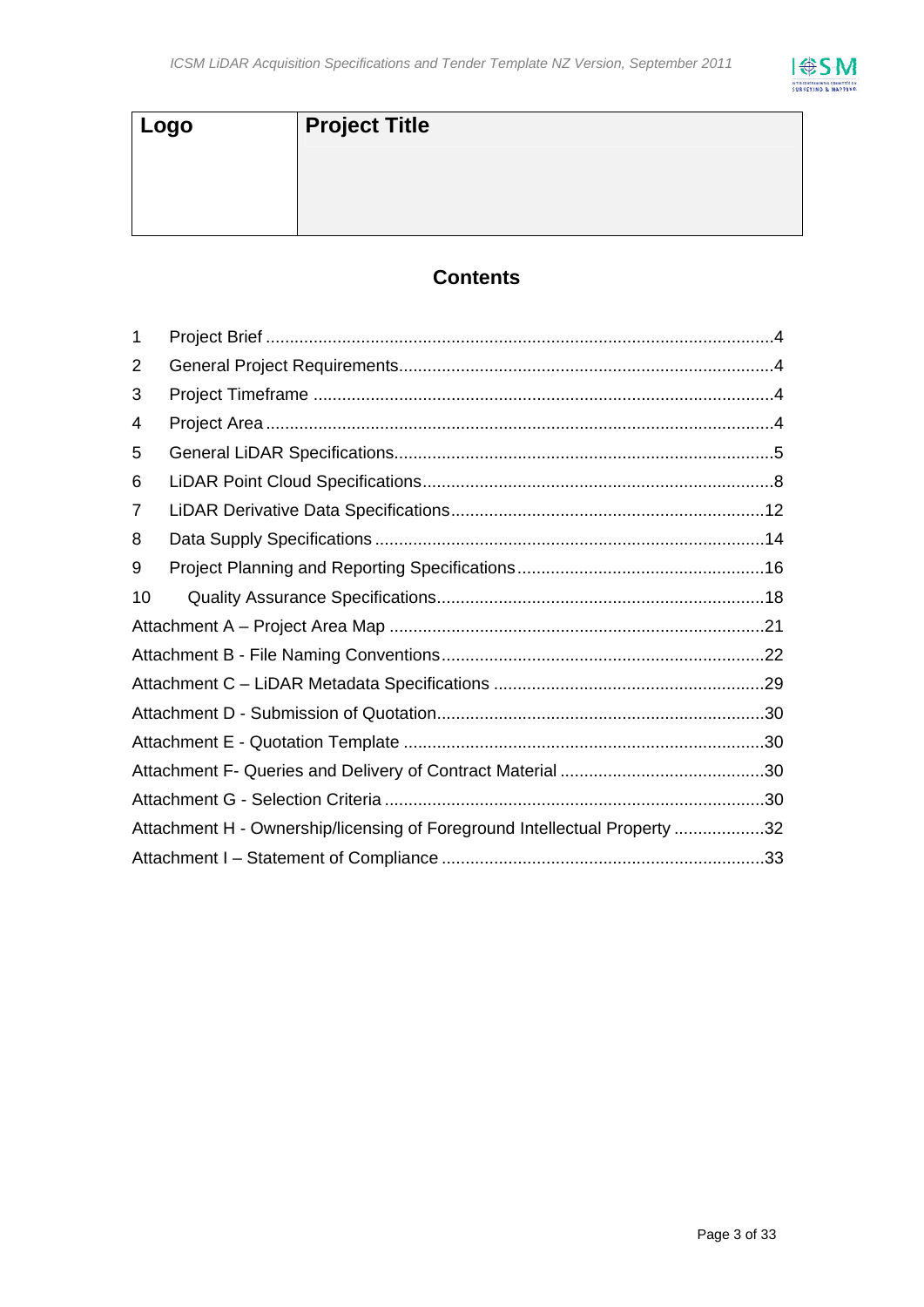| Logo | Project Title |
|---|---|
| | |

## Contents

1 Project Brief ....................................................................................................4
2 General Project Requirements.......................................................................4
3 Project Timeframe ..........................................................................................4
4 Project Area ....................................................................................................4
5 General LiDAR Specifications.........................................................................5
6 LiDAR Point Cloud Specifications....................................................................8
7 LiDAR Derivative Data Specifications.............................................................12
8 Data Supply Specifications ...........................................................................14
9 Project Planning and Reporting Specifications...............................................16
10 Quality Assurance Specifications..................................................................18
Attachment A – Project Area Map ....................................................................21
Attachment B - File Naming Conventions..........................................................22
Attachment C – LiDAR Metadata Specifications ...............................................29
Attachment D - Submission of Quotation...........................................................30
Attachment E - Quotation Template ..................................................................30
Attachment F- Queries and Delivery of Contract Material .................................30
Attachment G - Selection Criteria .....................................................................30
Attachment H - Ownership/licensing of Foreground Intellectual Property ...................32
Attachment I – Statement of Compliance ..........................................................33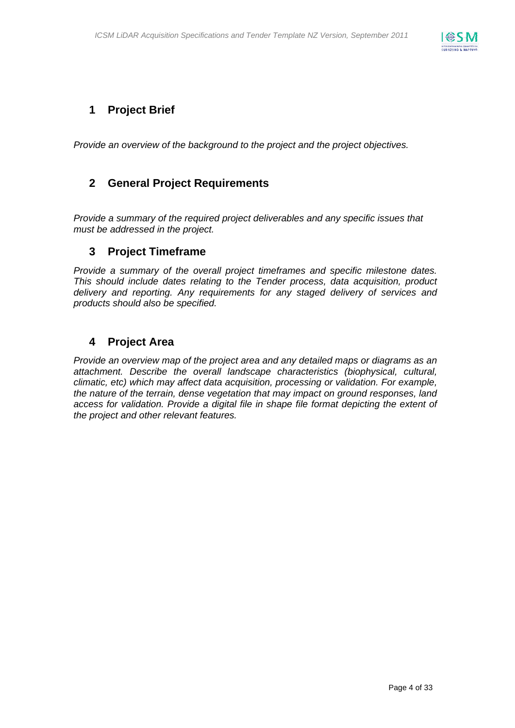# 1 Project Brief

*Provide an overview of the background to the project and the project objectives.*

# 2 General Project Requirements

*Provide a summary of the required project deliverables and any specific issues that must be addressed in the project.*

# 3 Project Timeframe

*Provide a summary of the overall project timeframes and specific milestone dates. This should include dates relating to the Tender process, data acquisition, product delivery and reporting. Any requirements for any staged delivery of services and products should also be specified.*

# 4 Project Area

*Provide an overview map of the project area and any detailed maps or diagrams as an attachment. Describe the overall landscape characteristics (biophysical, cultural, climatic, etc) which may affect data acquisition, processing or validation. For example, the nature of the terrain, dense vegetation that may impact on ground responses, land access for validation. Provide a digital file in shape file format depicting the extent of the project and other relevant features.*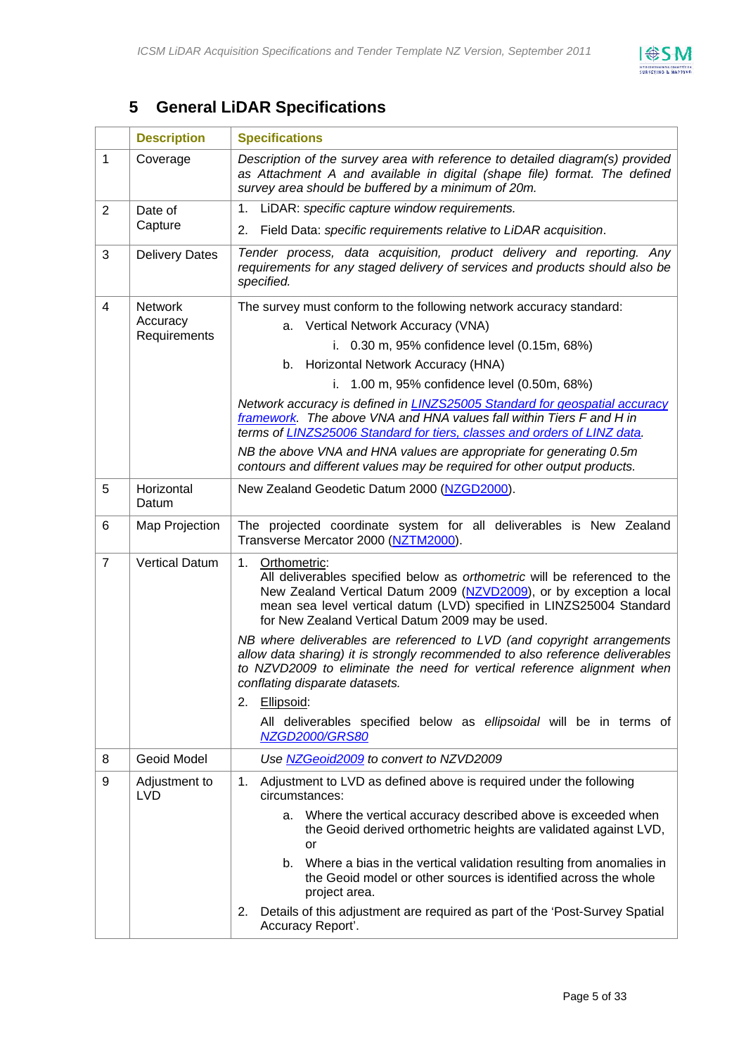## 5 General LiDAR Specifications

| | Description | Specifications |
|---|---|---|
| 1 | Coverage | *Description of the survey area with reference to detailed diagram(s) provided as Attachment A and available in digital (shape file) format. The defined survey area should be buffered by a minimum of 20m.* |
| 2 | Date of Capture | 1. LiDAR: *specific capture window requirements.*<br>2. Field Data: *specific requirements relative to LiDAR acquisition*. |
| 3 | Delivery Dates | *Tender process, data acquisition, product delivery and reporting. Any requirements for any staged delivery of services and products should also be specified.* |
| 4 | Network Accuracy Requirements | The survey must conform to the following network accuracy standard:<br>a. Vertical Network Accuracy (VNA)<br>i. 0.30 m, 95% confidence level (0.15m, 68%)<br>b. Horizontal Network Accuracy (HNA)<br>i. 1.00 m, 95% confidence level (0.50m, 68%)<br>*Network accuracy is defined in LINZS25005 Standard for geospatial accuracy framework. The above VNA and HNA values fall within Tiers F and H in terms of LINZS25006 Standard for tiers, classes and orders of LINZ data.*<br>*NB the above VNA and HNA values are appropriate for generating 0.5m contours and different values may be required for other output products.* |
| 5 | Horizontal Datum | New Zealand Geodetic Datum 2000 (NZGD2000). |
| 6 | Map Projection | The projected coordinate system for all deliverables is New Zealand Transverse Mercator 2000 (NZTM2000). |
| 7 | Vertical Datum | 1. Orthometric:<br>All deliverables specified below as *orthometric* will be referenced to the New Zealand Vertical Datum 2009 (NZVD2009), or by exception a local mean sea level vertical datum (LVD) specified in LINZS25004 Standard for New Zealand Vertical Datum 2009 may be used.<br>*NB where deliverables are referenced to LVD (and copyright arrangements allow data sharing) it is strongly recommended to also reference deliverables to NZVD2009 to eliminate the need for vertical reference alignment when conflating disparate datasets.*<br>2. Ellipsoid:<br>All deliverables specified below as *ellipsoidal* will be in terms of *NZGD2000/GRS80* |
| 8 | Geoid Model | *Use NZGeoid2009 to convert to NZVD2009* |
| 9 | Adjustment to LVD | 1. Adjustment to LVD as defined above is required under the following circumstances:<br>a. Where the vertical accuracy described above is exceeded when the Geoid derived orthometric heights are validated against LVD, or<br>b. Where a bias in the vertical validation resulting from anomalies in the Geoid model or other sources is identified across the whole project area.<br>2. Details of this adjustment are required as part of the 'Post-Survey Spatial Accuracy Report'. |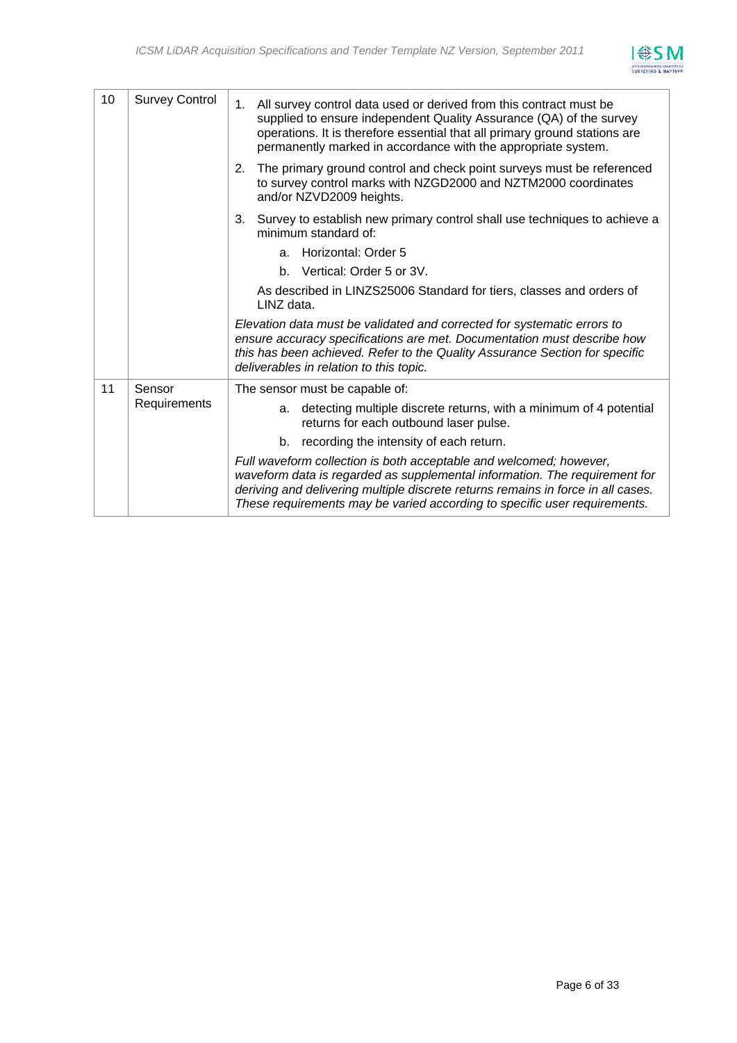| 10 | Survey Control | 1. All survey control data used or derived from this contract must be supplied to ensure independent Quality Assurance (QA) of the survey operations. It is therefore essential that all primary ground stations are permanently marked in accordance with the appropriate system.<br><br>2. The primary ground control and check point surveys must be referenced to survey control marks with NZGD2000 and NZTM2000 coordinates and/or NZVD2009 heights.<br><br>3. Survey to establish new primary control shall use techniques to achieve a minimum standard of:<br>a. Horizontal: Order 5<br>b. Vertical: Order 5 or 3V.<br><br>As described in LINZS25006 Standard for tiers, classes and orders of LINZ data.<br><br>*Elevation data must be validated and corrected for systematic errors to ensure accuracy specifications are met. Documentation must describe how this has been achieved. Refer to the Quality Assurance Section for specific deliverables in relation to this topic.* |
|---|---|---|
| 11 | Sensor Requirements | The sensor must be capable of:<br>a. detecting multiple discrete returns, with a minimum of 4 potential returns for each outbound laser pulse.<br>b. recording the intensity of each return.<br><br>*Full waveform collection is both acceptable and welcomed; however, waveform data is regarded as supplemental information. The requirement for deriving and delivering multiple discrete returns remains in force in all cases. These requirements may be varied according to specific user requirements.* |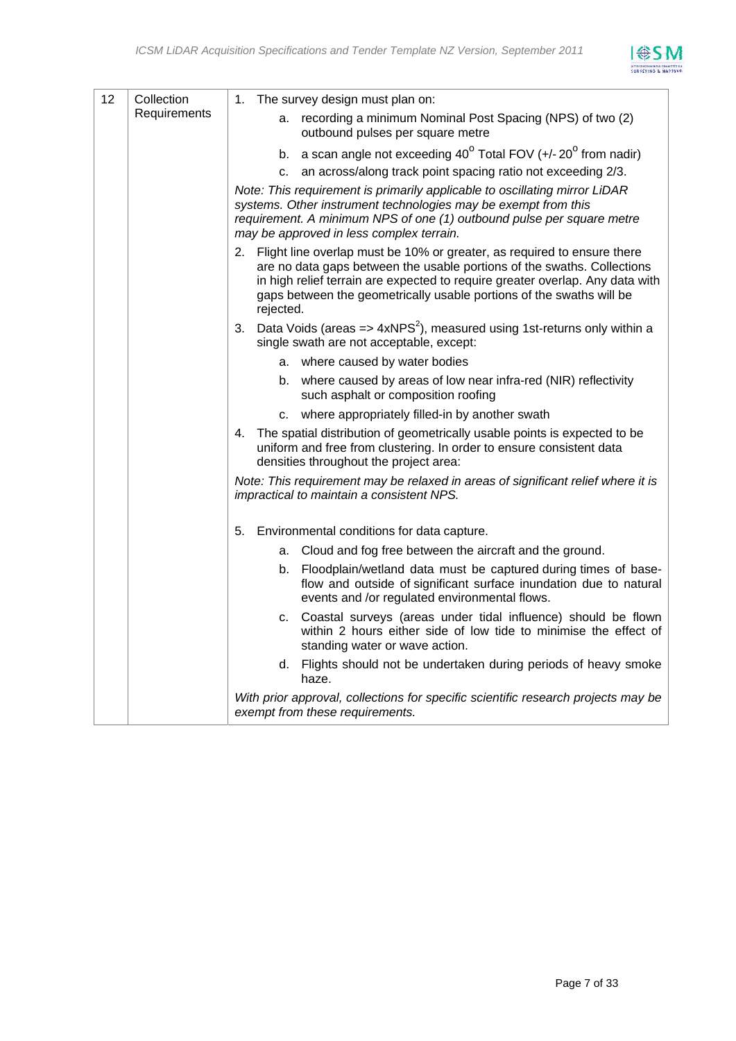| 12 | Collection Requirements | 1. The survey design must plan on:<br>a. recording a minimum Nominal Post Spacing (NPS) of two (2) outbound pulses per square metre<br>b. a scan angle not exceeding $40^{o}$ Total FOV (+/- $20^{o}$ from nadir)<br>c. an across/along track point spacing ratio not exceeding 2/3.<br>*Note: This requirement is primarily applicable to oscillating mirror LiDAR systems. Other instrument technologies may be exempt from this requirement. A minimum NPS of one (1) outbound pulse per square metre may be approved in less complex terrain.*<br>2. Flight line overlap must be 10% or greater, as required to ensure there are no data gaps between the usable portions of the swaths. Collections in high relief terrain are expected to require greater overlap. Any data with gaps between the geometrically usable portions of the swaths will be rejected.<br>3. Data Voids (areas => $4xNPS^2$), measured using 1st-returns only within a single swath are not acceptable, except:<br>a. where caused by water bodies<br>b. where caused by areas of low near infra-red (NIR) reflectivity such asphalt or composition roofing<br>c. where appropriately filled-in by another swath<br>4. The spatial distribution of geometrically usable points is expected to be uniform and free from clustering. In order to ensure consistent data densities throughout the project area:<br>*Note: This requirement may be relaxed in areas of significant relief where it is impractical to maintain a consistent NPS.*<br>5. Environmental conditions for data capture.<br>a. Cloud and fog free between the aircraft and the ground.<br>b. Floodplain/wetland data must be captured during times of base-flow and outside of significant surface inundation due to natural events and /or regulated environmental flows.<br>c. Coastal surveys (areas under tidal influence) should be flown within 2 hours either side of low tide to minimise the effect of standing water or wave action.<br>d. Flights should not be undertaken during periods of heavy smoke haze.<br>*With prior approval, collections for specific scientific research projects may be exempt from these requirements.* |
|---|---|---|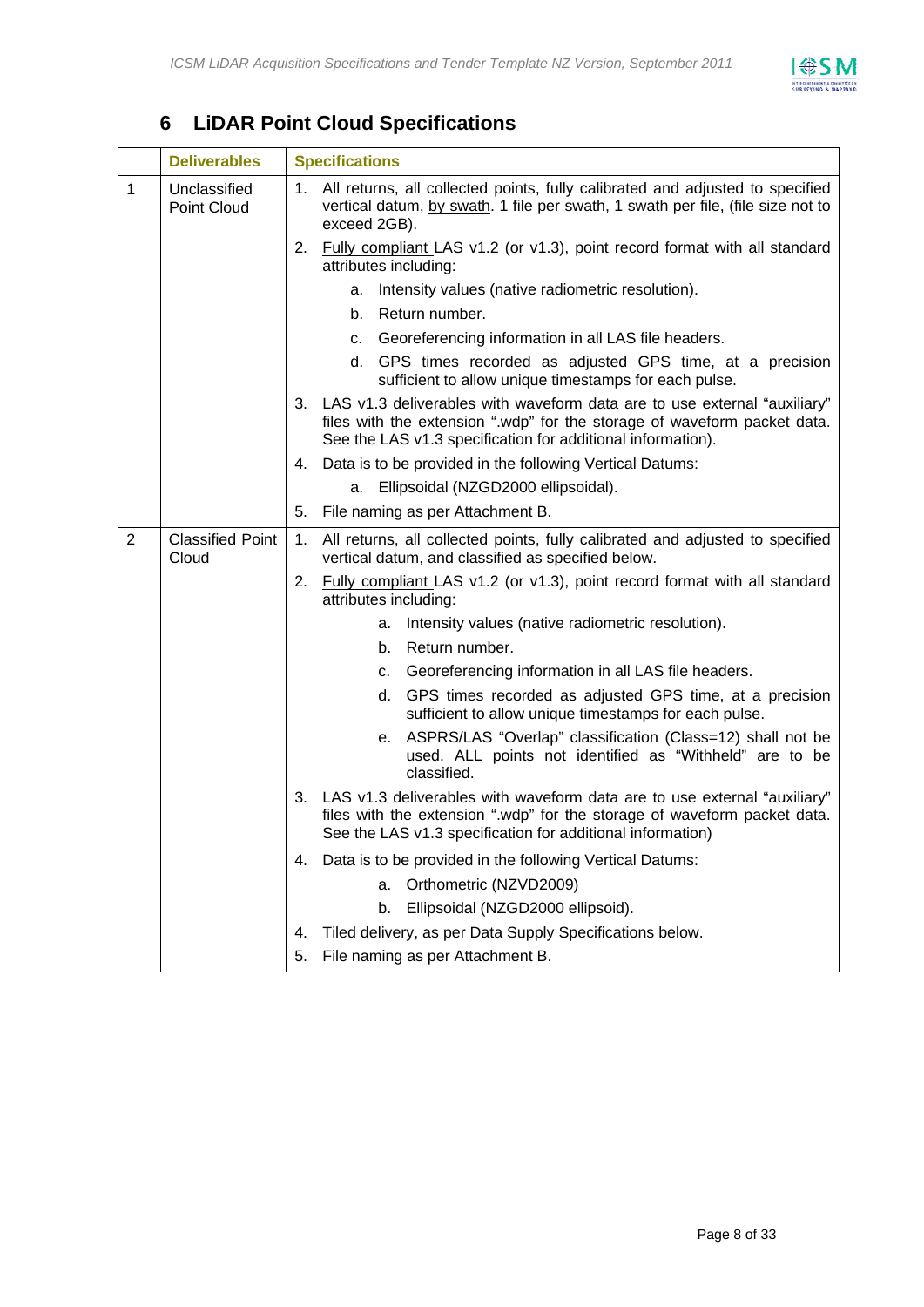# 6 LiDAR Point Cloud Specifications

| | Deliverables | Specifications |
|---|---|---|
| 1 | Unclassified Point Cloud | 1. All returns, all collected points, fully calibrated and adjusted to specified vertical datum, by swath. 1 file per swath, 1 swath per file, (file size not to exceed 2GB).<br>2. Fully compliant LAS v1.2 (or v1.3), point record format with all standard attributes including:<br>a. Intensity values (native radiometric resolution).<br>b. Return number.<br>c. Georeferencing information in all LAS file headers.<br>d. GPS times recorded as adjusted GPS time, at a precision sufficient to allow unique timestamps for each pulse.<br>3. LAS v1.3 deliverables with waveform data are to use external "auxiliary" files with the extension ".wdp" for the storage of waveform packet data. See the LAS v1.3 specification for additional information).<br>4. Data is to be provided in the following Vertical Datums:<br>a. Ellipsoidal (NZGD2000 ellipsoidal).<br>5. File naming as per Attachment B. |
| 2 | Classified Point Cloud | 1. All returns, all collected points, fully calibrated and adjusted to specified vertical datum, and classified as specified below.<br>2. Fully compliant LAS v1.2 (or v1.3), point record format with all standard attributes including:<br>a. Intensity values (native radiometric resolution).<br>b. Return number.<br>c. Georeferencing information in all LAS file headers.<br>d. GPS times recorded as adjusted GPS time, at a precision sufficient to allow unique timestamps for each pulse.<br>e. ASPRS/LAS "Overlap" classification (Class=12) shall not be used. ALL points not identified as "Withheld" are to be classified.<br>3. LAS v1.3 deliverables with waveform data are to use external "auxiliary" files with the extension ".wdp" for the storage of waveform packet data. See the LAS v1.3 specification for additional information)<br>4. Data is to be provided in the following Vertical Datums:<br>a. Orthometric (NZVD2009)<br>b. Ellipsoidal (NZGD2000 ellipsoid).<br>4. Tiled delivery, as per Data Supply Specifications below.<br>5. File naming as per Attachment B. |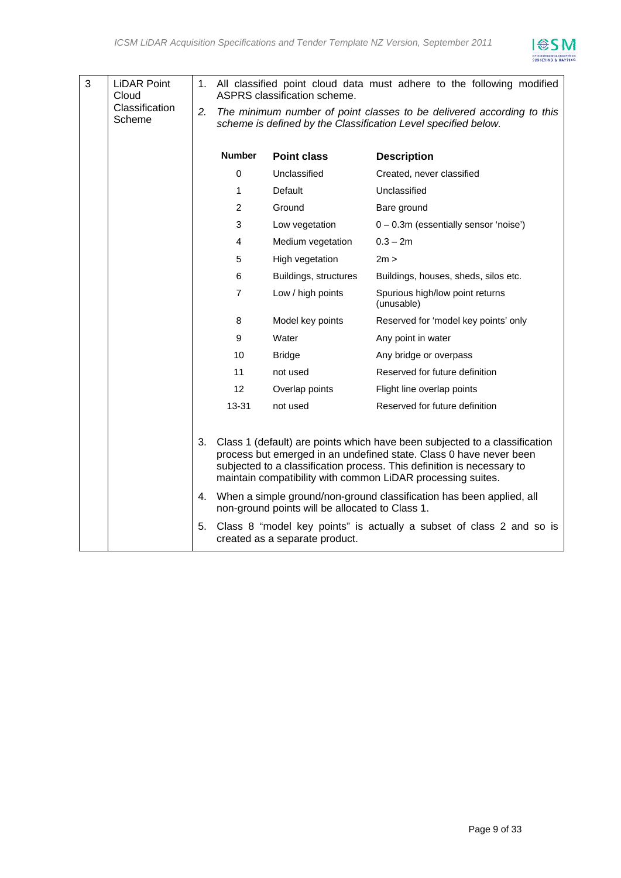| 3 | LiDAR Point Cloud Classification Scheme | 1. All classified point cloud data must adhere to the following modified ASPRS classification scheme. <br> 2. *The minimum number of point classes to be delivered according to this scheme is defined by the Classification Level specified below.* |
|---|---|---|

| Number | Point class | Description |
|---|---|---|
| 0 | Unclassified | Created, never classified |
| 1 | Default | Unclassified |
| 2 | Ground | Bare ground |
| 3 | Low vegetation | 0 – 0.3m (essentially sensor 'noise') |
| 4 | Medium vegetation | 0.3 – 2m |
| 5 | High vegetation | 2m > |
| 6 | Buildings, structures | Buildings, houses, sheds, silos etc. |
| 7 | Low / high points | Spurious high/low point returns (unusable) |
| 8 | Model key points | Reserved for 'model key points' only |
| 9 | Water | Any point in water |
| 10 | Bridge | Any bridge or overpass |
| 11 | not used | Reserved for future definition |
| 12 | Overlap points | Flight line overlap points |
| 13-31 | not used | Reserved for future definition |

3. Class 1 (default) are points which have been subjected to a classification process but emerged in an undefined state. Class 0 have never been subjected to a classification process. This definition is necessary to maintain compatibility with common LiDAR processing suites.
4. When a simple ground/non-ground classification has been applied, all non-ground points will be allocated to Class 1.
5. Class 8 "model key points" is actually a subset of class 2 and so is created as a separate product.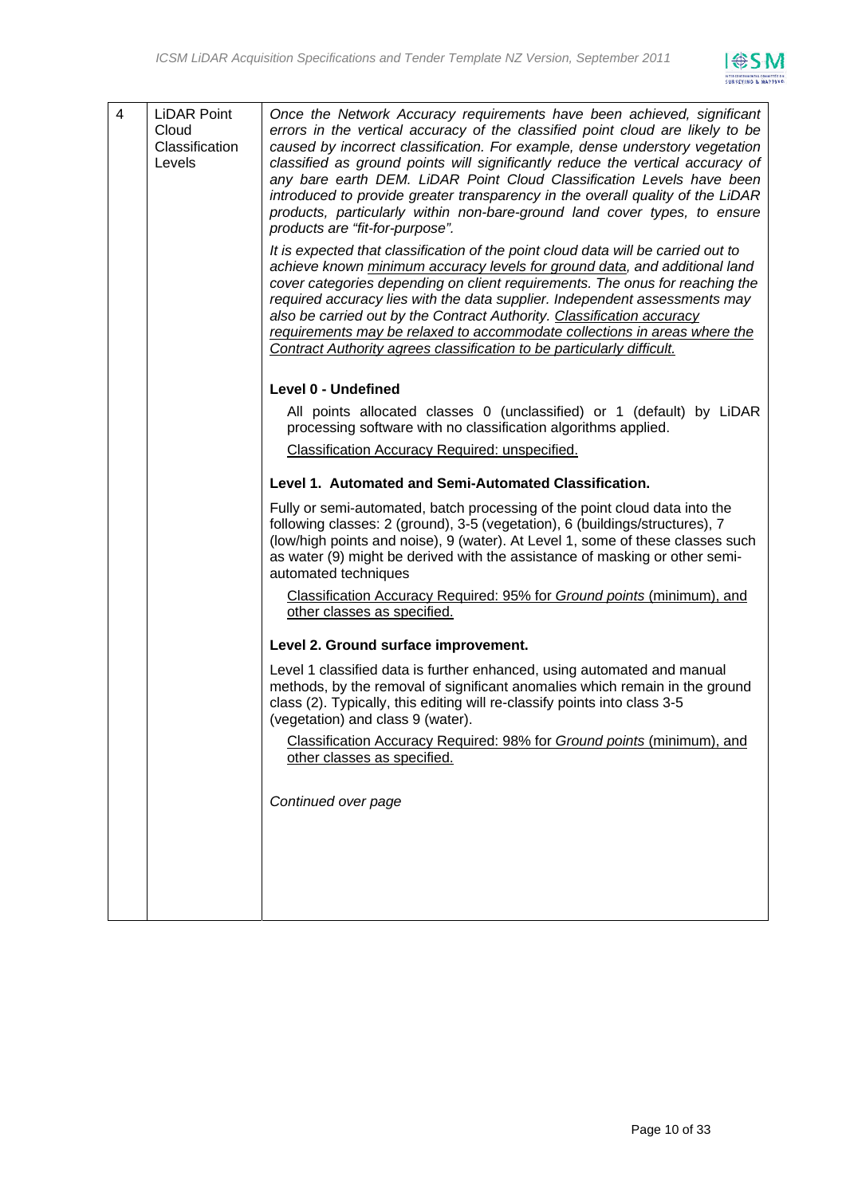| 4 | LiDAR Point Cloud Classification Levels | *Once the Network Accuracy requirements have been achieved, significant errors in the vertical accuracy of the classified point cloud are likely to be caused by incorrect classification. For example, dense understory vegetation classified as ground points will significantly reduce the vertical accuracy of any bare earth DEM. LiDAR Point Cloud Classification Levels have been introduced to provide greater transparency in the overall quality of the LiDAR products, particularly within non-bare-ground land cover types, to ensure products are "fit-for-purpose".*<br><br>*It is expected that classification of the point cloud data will be carried out to achieve known minimum accuracy levels for ground data, and additional land cover categories depending on client requirements. The onus for reaching the required accuracy lies with the data supplier. Independent assessments may also be carried out by the Contract Authority. Classification accuracy requirements may be relaxed to accommodate collections in areas where the Contract Authority agrees classification to be particularly difficult.*<br><br>**Level 0 - Undefined**<br><br>All points allocated classes 0 (unclassified) or 1 (default) by LiDAR processing software with no classification algorithms applied.<br><br>Classification Accuracy Required: unspecified.<br><br>**Level 1. Automated and Semi-Automated Classification.**<br><br>Fully or semi-automated, batch processing of the point cloud data into the following classes: 2 (ground), 3-5 (vegetation), 6 (buildings/structures), 7 (low/high points and noise), 9 (water). At Level 1, some of these classes such as water (9) might be derived with the assistance of masking or other semi-automated techniques<br><br>Classification Accuracy Required: 95% for *Ground points* (minimum), and other classes as specified.<br><br>**Level 2. Ground surface improvement.**<br><br>Level 1 classified data is further enhanced, using automated and manual methods, by the removal of significant anomalies which remain in the ground class (2). Typically, this editing will re-classify points into class 3-5 (vegetation) and class 9 (water).<br><br>Classification Accuracy Required: 98% for *Ground points* (minimum), and other classes as specified.<br><br>*Continued over page* |
|---|---|---|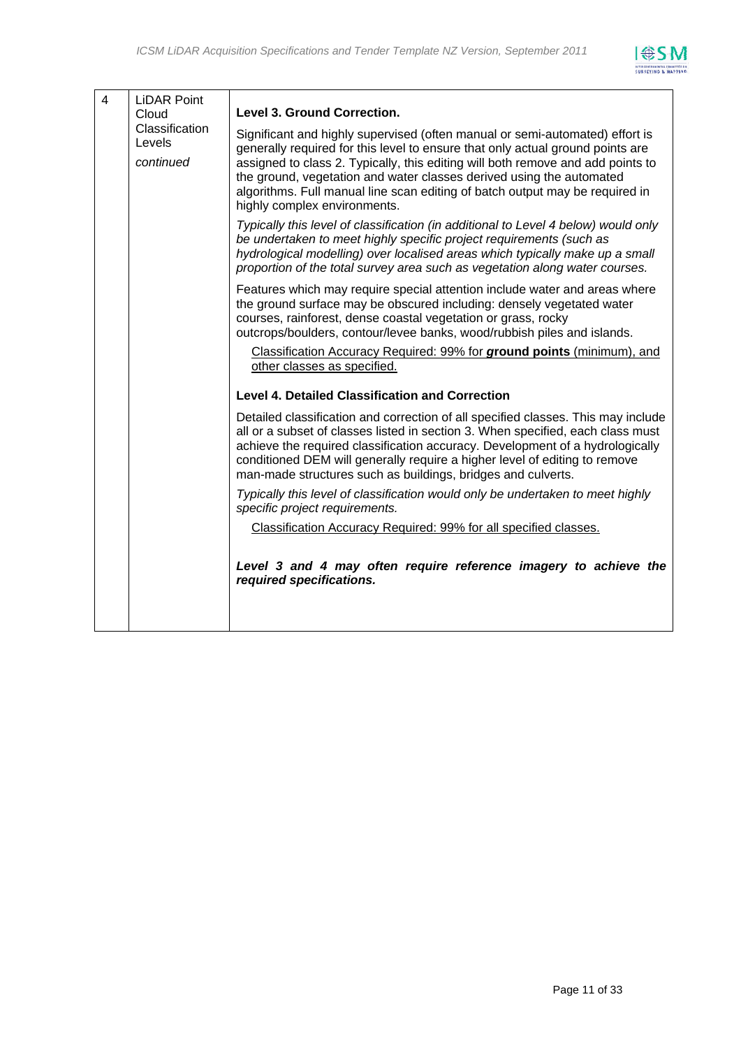| 4 | LiDAR Point Cloud Classification Levels *continued* | **Level 3. Ground Correction.**<br><br>Significant and highly supervised (often manual or semi-automated) effort is generally required for this level to ensure that only actual ground points are assigned to class 2. Typically, this editing will both remove and add points to the ground, vegetation and water classes derived using the automated algorithms. Full manual line scan editing of batch output may be required in highly complex environments.<br><br>*Typically this level of classification (in additional to Level 4 below) would only be undertaken to meet highly specific project requirements (such as hydrological modelling) over localised areas which typically make up a small proportion of the total survey area such as vegetation along water courses.*<br><br>Features which may require special attention include water and areas where the ground surface may be obscured including: densely vegetated water courses, rainforest, dense coastal vegetation or grass, rocky outcrops/boulders, contour/levee banks, wood/rubbish piles and islands.<br><br>Classification Accuracy Required: 99% for ***ground* points** (minimum), and other classes as specified.<br><br>**Level 4. Detailed Classification and Correction**<br><br>Detailed classification and correction of all specified classes. This may include all or a subset of classes listed in section 3. When specified, each class must achieve the required classification accuracy. Development of a hydrologically conditioned DEM will generally require a higher level of editing to remove man-made structures such as buildings, bridges and culverts.<br><br>*Typically this level of classification would only be undertaken to meet highly specific project requirements.*<br><br>Classification Accuracy Required: 99% for all specified classes.<br><br>***Level 3 and 4 may often require reference imagery to achieve the required specifications.*** |
|---|---|---|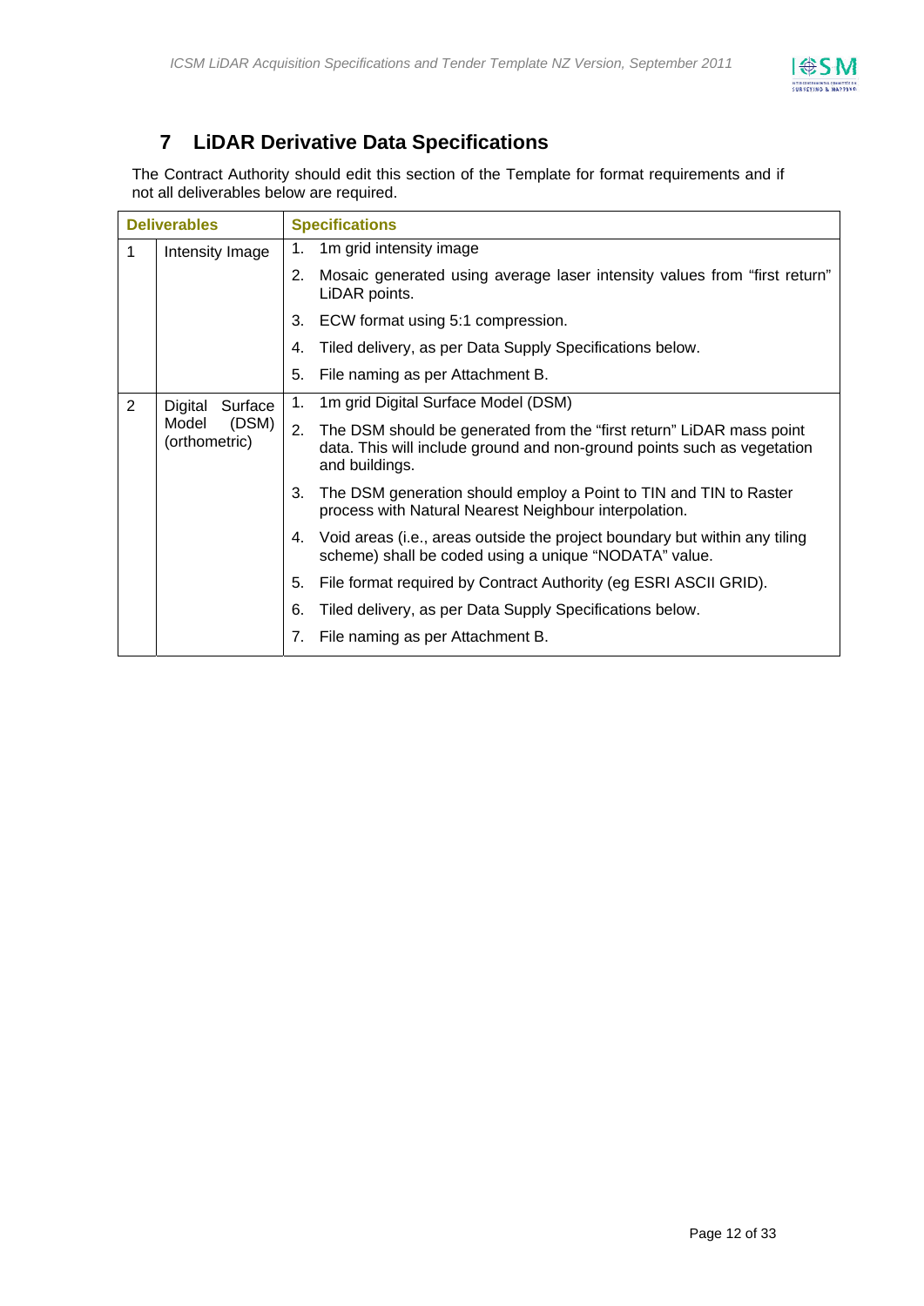# 7 LiDAR Derivative Data Specifications

The Contract Authority should edit this section of the Template for format requirements and if not all deliverables below are required.

| Deliverables | | Specifications |
|---|---|---|
| 1 | Intensity Image | 1. 1m grid intensity image<br>2. Mosaic generated using average laser intensity values from "first return" LiDAR points.<br>3. ECW format using 5:1 compression.<br>4. Tiled delivery, as per Data Supply Specifications below.<br>5. File naming as per Attachment B. |
| 2 | Digital Surface Model (DSM) (orthometric) | 1. 1m grid Digital Surface Model (DSM)<br>2. The DSM should be generated from the "first return" LiDAR mass point data. This will include ground and non-ground points such as vegetation and buildings.<br>3. The DSM generation should employ a Point to TIN and TIN to Raster process with Natural Nearest Neighbour interpolation.<br>4. Void areas (i.e., areas outside the project boundary but within any tiling scheme) shall be coded using a unique "NODATA" value.<br>5. File format required by Contract Authority (eg ESRI ASCII GRID).<br>6. Tiled delivery, as per Data Supply Specifications below.<br>7. File naming as per Attachment B. |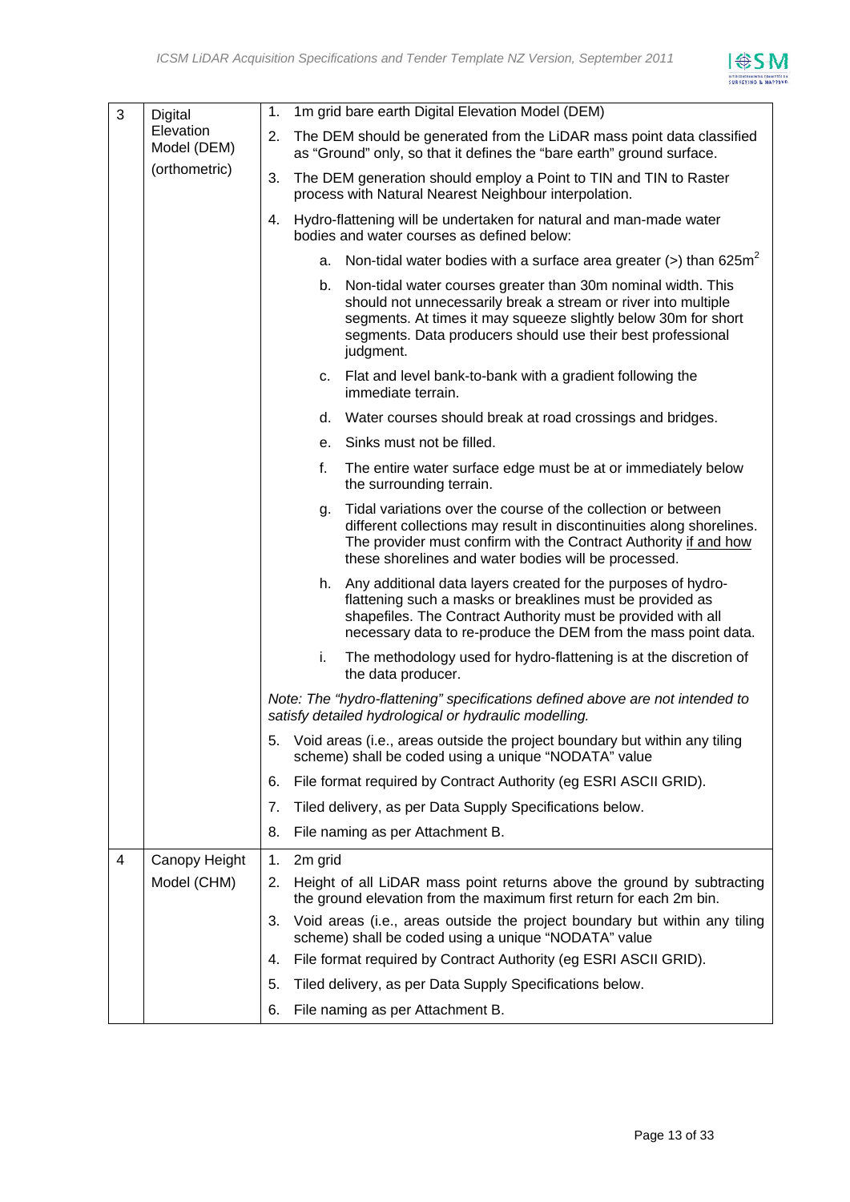| | | |
|---|---|---|
| 3 | Digital Elevation Model (DEM) (orthometric) | 1. 1m grid bare earth Digital Elevation Model (DEM)<br>2. The DEM should be generated from the LiDAR mass point data classified as "Ground" only, so that it defines the "bare earth" ground surface.<br>3. The DEM generation should employ a Point to TIN and TIN to Raster process with Natural Nearest Neighbour interpolation.<br>4. Hydro-flattening will be undertaken for natural and man-made water bodies and water courses as defined below:<br>a. Non-tidal water bodies with a surface area greater (>) than 625m$^2$<br>b. Non-tidal water courses greater than 30m nominal width. This should not unnecessarily break a stream or river into multiple segments. At times it may squeeze slightly below 30m for short segments. Data producers should use their best professional judgment.<br>c. Flat and level bank-to-bank with a gradient following the immediate terrain.<br>d. Water courses should break at road crossings and bridges.<br>e. Sinks must not be filled.<br>f. The entire water surface edge must be at or immediately below the surrounding terrain.<br>g. Tidal variations over the course of the collection or between different collections may result in discontinuities along shorelines. The provider must confirm with the Contract Authority if and how these shorelines and water bodies will be processed.<br>h. Any additional data layers created for the purposes of hydro-flattening such a masks or breaklines must be provided as shapefiles. The Contract Authority must be provided with all necessary data to re-produce the DEM from the mass point data.<br>i. The methodology used for hydro-flattening is at the discretion of the data producer.<br>*Note: The "hydro-flattening" specifications defined above are not intended to satisfy detailed hydrological or hydraulic modelling.*<br>5. Void areas (i.e., areas outside the project boundary but within any tiling scheme) shall be coded using a unique "NODATA" value<br>6. File format required by Contract Authority (eg ESRI ASCII GRID).<br>7. Tiled delivery, as per Data Supply Specifications below.<br>8. File naming as per Attachment B. |
| 4 | Canopy Height Model (CHM) | 1. 2m grid<br>2. Height of all LiDAR mass point returns above the ground by subtracting the ground elevation from the maximum first return for each 2m bin.<br>3. Void areas (i.e., areas outside the project boundary but within any tiling scheme) shall be coded using a unique "NODATA" value<br>4. File format required by Contract Authority (eg ESRI ASCII GRID).<br>5. Tiled delivery, as per Data Supply Specifications below.<br>6. File naming as per Attachment B. |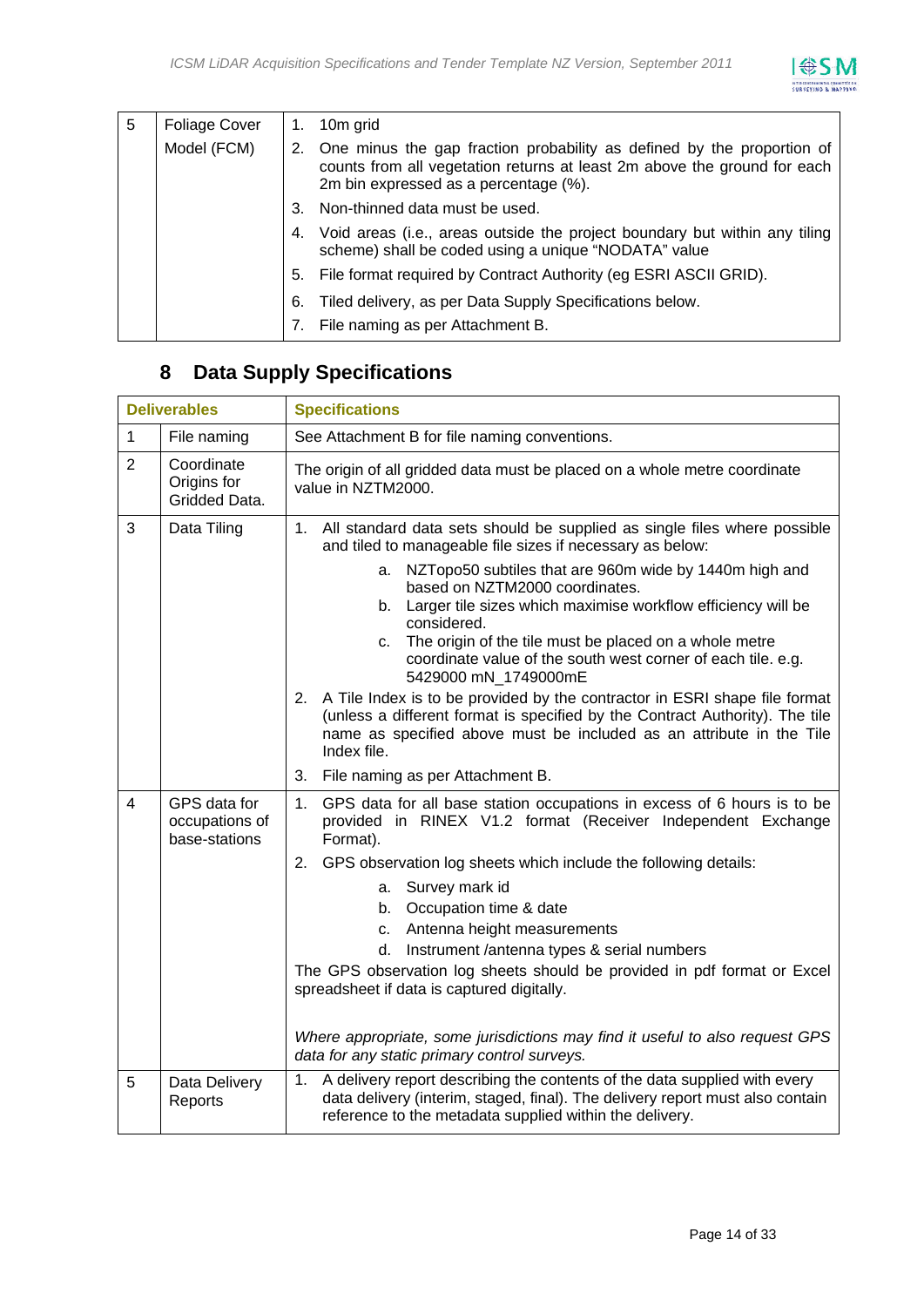| 5 | Foliage Cover Model (FCM) | 1. 10m grid<br>2. One minus the gap fraction probability as defined by the proportion of counts from all vegetation returns at least 2m above the ground for each 2m bin expressed as a percentage (%).<br>3. Non-thinned data must be used.<br>4. Void areas (i.e., areas outside the project boundary but within any tiling scheme) shall be coded using a unique "NODATA" value<br>5. File format required by Contract Authority (eg ESRI ASCII GRID).<br>6. Tiled delivery, as per Data Supply Specifications below.<br>7. File naming as per Attachment B. |
|---|---|---|

# 8 Data Supply Specifications

| Deliverables | | Specifications |
|---|---|---|
| 1 | File naming | See Attachment B for file naming conventions. |
| 2 | Coordinate Origins for Gridded Data. | The origin of all gridded data must be placed on a whole metre coordinate value in NZTM2000. |
| 3 | Data Tiling | 1. All standard data sets should be supplied as single files where possible and tiled to manageable file sizes if necessary as below:<br>a. NZTopo50 subtiles that are 960m wide by 1440m high and based on NZTM2000 coordinates.<br>b. Larger tile sizes which maximise workflow efficiency will be considered.<br>c. The origin of the tile must be placed on a whole metre coordinate value of the south west corner of each tile. e.g. 5429000 mN_1749000mE<br>2. A Tile Index is to be provided by the contractor in ESRI shape file format (unless a different format is specified by the Contract Authority). The tile name as specified above must be included as an attribute in the Tile Index file.<br>3. File naming as per Attachment B. |
| 4 | GPS data for occupations of base-stations | 1. GPS data for all base station occupations in excess of 6 hours is to be provided in RINEX V1.2 format (Receiver Independent Exchange Format).<br>2. GPS observation log sheets which include the following details:<br>a. Survey mark id<br>b. Occupation time & date<br>c. Antenna height measurements<br>d. Instrument /antenna types & serial numbers<br>The GPS observation log sheets should be provided in pdf format or Excel spreadsheet if data is captured digitally.<br><br>*Where appropriate, some jurisdictions may find it useful to also request GPS data for any static primary control surveys.* |
| 5 | Data Delivery Reports | 1. A delivery report describing the contents of the data supplied with every data delivery (interim, staged, final). The delivery report must also contain reference to the metadata supplied within the delivery. |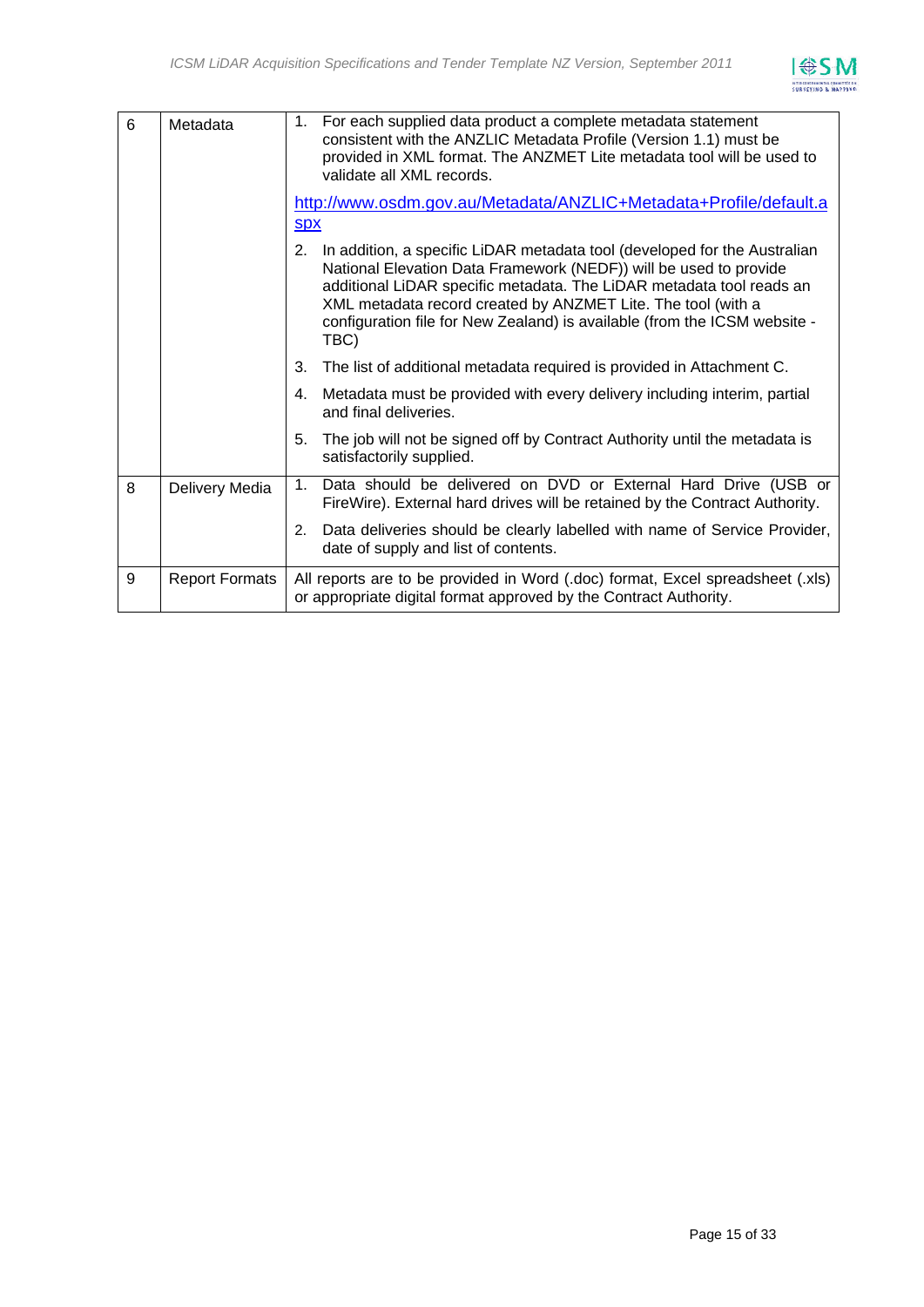| | | |
|---|---|---|
| 6 | Metadata | 1. For each supplied data product a complete metadata statement consistent with the ANZLIC Metadata Profile (Version 1.1) must be provided in XML format. The ANZMET Lite metadata tool will be used to validate all XML records.<br><br>http://www.osdm.gov.au/Metadata/ANZLIC+Metadata+Profile/default.aspx<br><br>2. In addition, a specific LiDAR metadata tool (developed for the Australian National Elevation Data Framework (NEDF)) will be used to provide additional LiDAR specific metadata. The LiDAR metadata tool reads an XML metadata record created by ANZMET Lite. The tool (with a configuration file for New Zealand) is available (from the ICSM website - TBC)<br><br>3. The list of additional metadata required is provided in Attachment C.<br><br>4. Metadata must be provided with every delivery including interim, partial and final deliveries.<br><br>5. The job will not be signed off by Contract Authority until the metadata is satisfactorily supplied. |
| 8 | Delivery Media | 1. Data should be delivered on DVD or External Hard Drive (USB or FireWire). External hard drives will be retained by the Contract Authority.<br><br>2. Data deliveries should be clearly labelled with name of Service Provider, date of supply and list of contents. |
| 9 | Report Formats | All reports are to be provided in Word (.doc) format, Excel spreadsheet (.xls) or appropriate digital format approved by the Contract Authority. |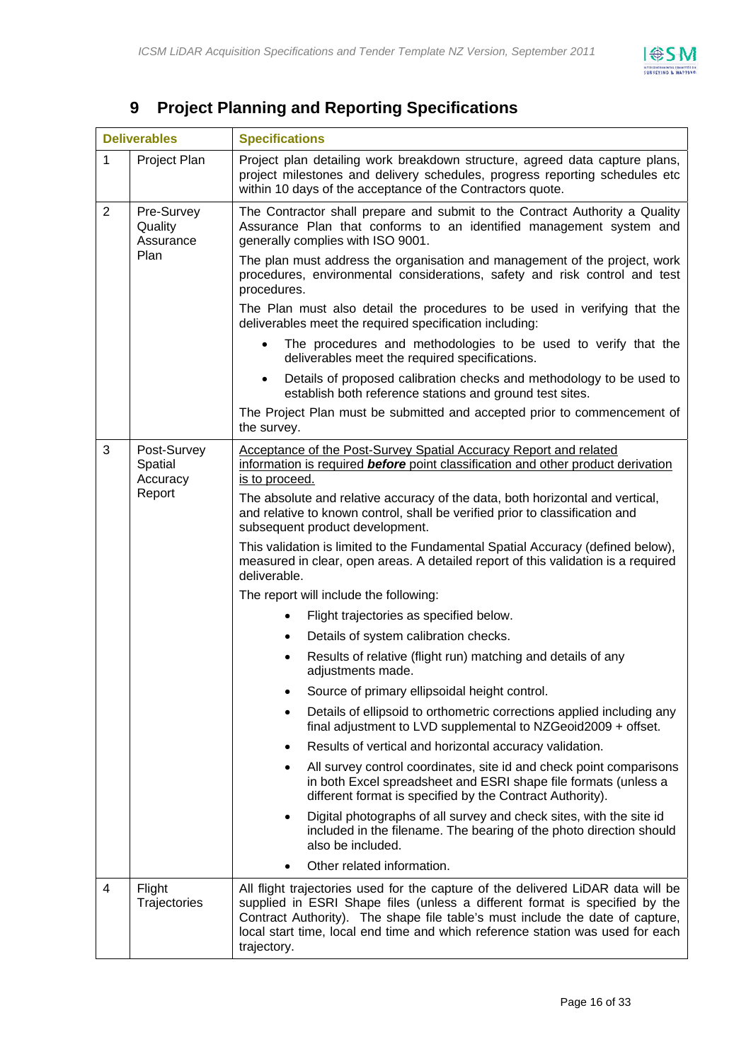## 9 Project Planning and Reporting Specifications

| Deliverables | | Specifications |
|---|---|---|
| 1 | Project Plan | Project plan detailing work breakdown structure, agreed data capture plans, project milestones and delivery schedules, progress reporting schedules etc within 10 days of the acceptance of the Contractors quote. |
| 2 | Pre-Survey Quality Assurance Plan | The Contractor shall prepare and submit to the Contract Authority a Quality Assurance Plan that conforms to an identified management system and generally complies with ISO 9001.<br><br>The plan must address the organisation and management of the project, work procedures, environmental considerations, safety and risk control and test procedures.<br><br>The Plan must also detail the procedures to be used in verifying that the deliverables meet the required specification including:<br>• The procedures and methodologies to be used to verify that the deliverables meet the required specifications.<br>• Details of proposed calibration checks and methodology to be used to establish both reference stations and ground test sites.<br><br>The Project Plan must be submitted and accepted prior to commencement of the survey. |
| 3 | Post-Survey Spatial Accuracy Report | <u>Acceptance of the Post-Survey Spatial Accuracy Report and related information is required ***before*** point classification and other product derivation is to proceed.</u><br><br>The absolute and relative accuracy of the data, both horizontal and vertical, and relative to known control, shall be verified prior to classification and subsequent product development.<br><br>This validation is limited to the Fundamental Spatial Accuracy (defined below), measured in clear, open areas. A detailed report of this validation is a required deliverable.<br><br>The report will include the following:<br>• Flight trajectories as specified below.<br>• Details of system calibration checks.<br>• Results of relative (flight run) matching and details of any adjustments made.<br>• Source of primary ellipsoidal height control.<br>• Details of ellipsoid to orthometric corrections applied including any final adjustment to LVD supplemental to NZGeoid2009 + offset.<br>• Results of vertical and horizontal accuracy validation.<br>• All survey control coordinates, site id and check point comparisons in both Excel spreadsheet and ESRI shape file formats (unless a different format is specified by the Contract Authority).<br>• Digital photographs of all survey and check sites, with the site id included in the filename. The bearing of the photo direction should also be included.<br>• Other related information. |
| 4 | Flight Trajectories | All flight trajectories used for the capture of the delivered LiDAR data will be supplied in ESRI Shape files (unless a different format is specified by the Contract Authority). The shape file table's must include the date of capture, local start time, local end time and which reference station was used for each trajectory. |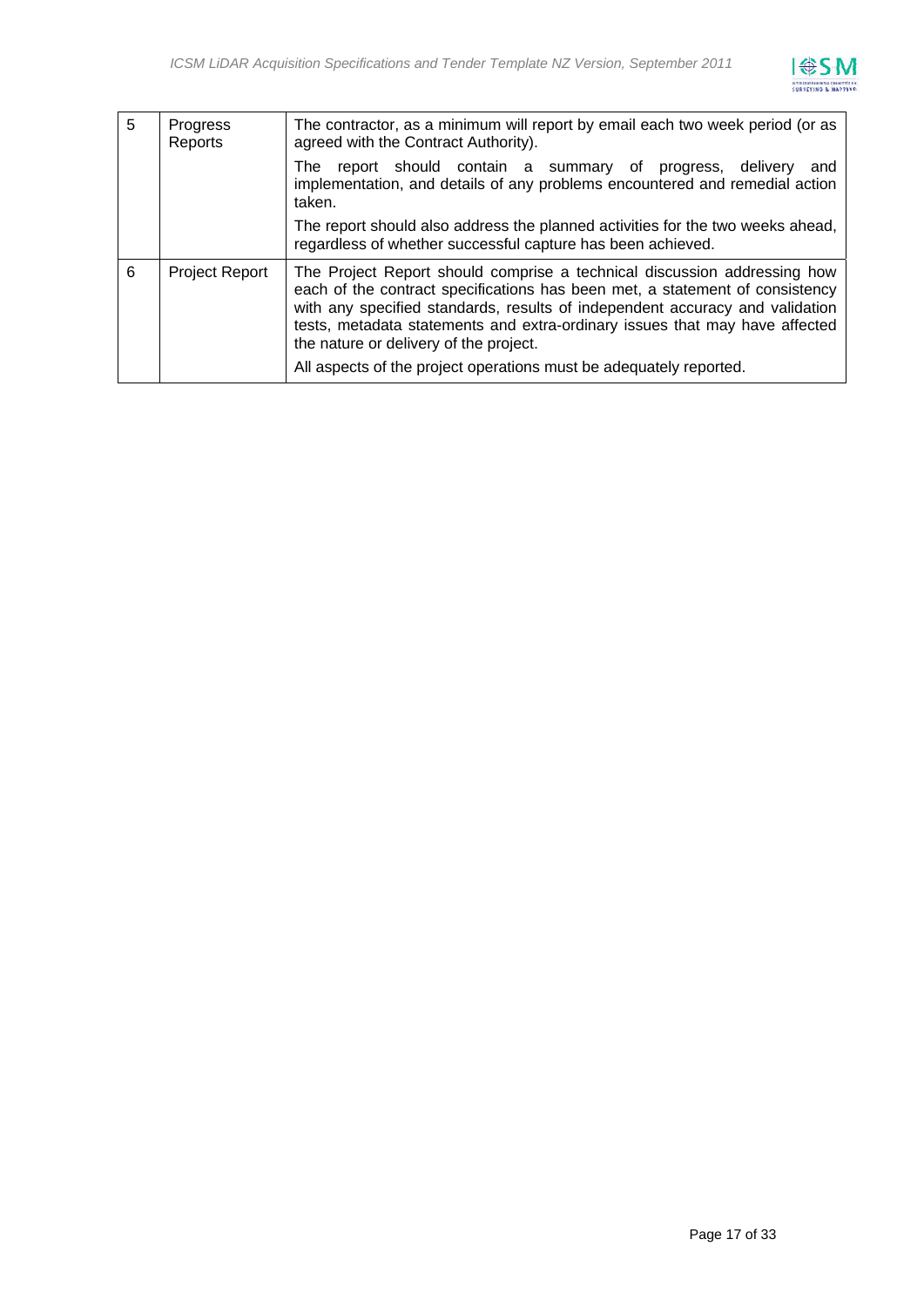| | | |
|---|---|---|
| 5 | Progress Reports | The contractor, as a minimum will report by email each two week period (or as agreed with the Contract Authority).<br><br>The report should contain a summary of progress, delivery and implementation, and details of any problems encountered and remedial action taken.<br><br>The report should also address the planned activities for the two weeks ahead, regardless of whether successful capture has been achieved. |
| 6 | Project Report | The Project Report should comprise a technical discussion addressing how each of the contract specifications has been met, a statement of consistency with any specified standards, results of independent accuracy and validation tests, metadata statements and extra-ordinary issues that may have affected the nature or delivery of the project.<br><br>All aspects of the project operations must be adequately reported. |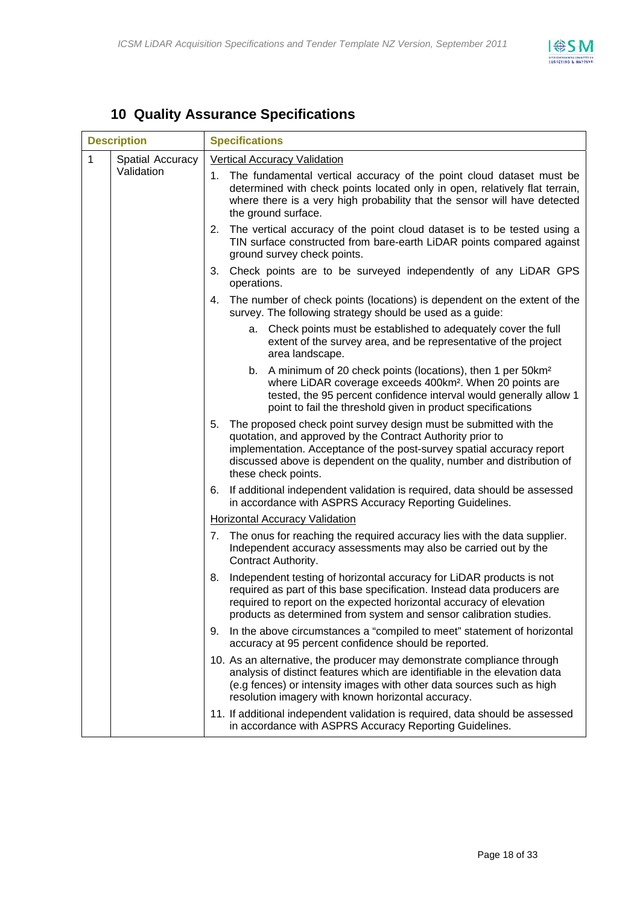## 10 Quality Assurance Specifications

| Description | | Specifications |
|---|---|---|
| 1 | Spatial Accuracy Validation | <u>Vertical Accuracy Validation</u><br>1. The fundamental vertical accuracy of the point cloud dataset must be determined with check points located only in open, relatively flat terrain, where there is a very high probability that the sensor will have detected the ground surface.<br>2. The vertical accuracy of the point cloud dataset is to be tested using a TIN surface constructed from bare-earth LiDAR points compared against ground survey check points.<br>3. Check points are to be surveyed independently of any LiDAR GPS operations.<br>4. The number of check points (locations) is dependent on the extent of the survey. The following strategy should be used as a guide:<br>a. Check points must be established to adequately cover the full extent of the survey area, and be representative of the project area landscape.<br>b. A minimum of 20 check points (locations), then 1 per 50km² where LiDAR coverage exceeds 400km². When 20 points are tested, the 95 percent confidence interval would generally allow 1 point to fail the threshold given in product specifications<br>5. The proposed check point survey design must be submitted with the quotation, and approved by the Contract Authority prior to implementation. Acceptance of the post-survey spatial accuracy report discussed above is dependent on the quality, number and distribution of these check points.<br>6. If additional independent validation is required, data should be assessed in accordance with ASPRS Accuracy Reporting Guidelines.<br><u>Horizontal Accuracy Validation</u><br>7. The onus for reaching the required accuracy lies with the data supplier. Independent accuracy assessments may also be carried out by the Contract Authority.<br>8. Independent testing of horizontal accuracy for LiDAR products is not required as part of this base specification. Instead data producers are required to report on the expected horizontal accuracy of elevation products as determined from system and sensor calibration studies.<br>9. In the above circumstances a "compiled to meet" statement of horizontal accuracy at 95 percent confidence should be reported.<br>10. As an alternative, the producer may demonstrate compliance through analysis of distinct features which are identifiable in the elevation data (e.g fences) or intensity images with other data sources such as high resolution imagery with known horizontal accuracy.<br>11. If additional independent validation is required, data should be assessed in accordance with ASPRS Accuracy Reporting Guidelines. |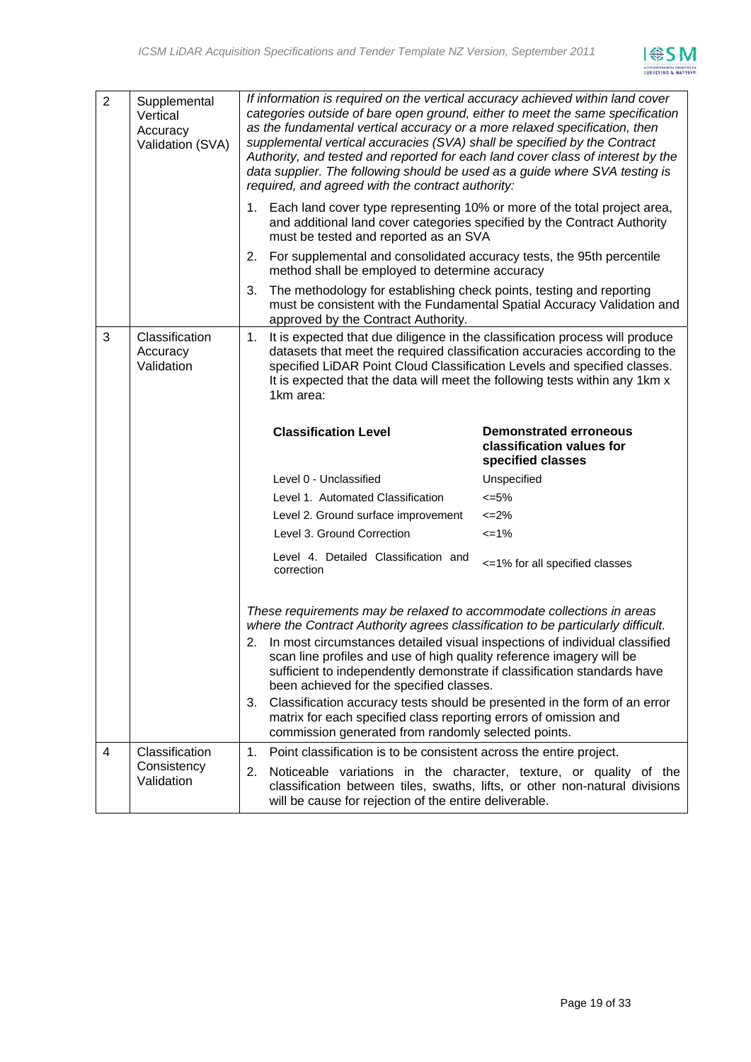| 2 | Supplemental Vertical Accuracy Validation (SVA) | *If information is required on the vertical accuracy achieved within land cover categories outside of bare open ground, either to meet the same specification as the fundamental vertical accuracy or a more relaxed specification, then supplemental vertical accuracies (SVA) shall be specified by the Contract Authority, and tested and reported for each land cover class of interest by the data supplier. The following should be used as a guide where SVA testing is required, and agreed with the contract authority:*<br><br>1. Each land cover type representing 10% or more of the total project area, and additional land cover categories specified by the Contract Authority must be tested and reported as an SVA<br>2. For supplemental and consolidated accuracy tests, the 95th percentile method shall be employed to determine accuracy<br>3. The methodology for establishing check points, testing and reporting must be consistent with the Fundamental Spatial Accuracy Validation and approved by the Contract Authority. |
|---|---|---|
| 3 | Classification Accuracy Validation | 1. It is expected that due diligence in the classification process will produce datasets that meet the required classification accuracies according to the specified LiDAR Point Cloud Classification Levels and specified classes. It is expected that the data will meet the following tests within any 1km x 1km area:<br><br>**Classification Level** — **Demonstrated erroneous classification values for specified classes**<br>Level 0 - Unclassified — Unspecified<br>Level 1. Automated Classification — <=5%<br>Level 2. Ground surface improvement — <=2%<br>Level 3. Ground Correction — <=1%<br>Level 4. Detailed Classification and correction — <=1% for all specified classes<br><br>*These requirements may be relaxed to accommodate collections in areas where the Contract Authority agrees classification to be particularly difficult.*<br>2. In most circumstances detailed visual inspections of individual classified scan line profiles and use of high quality reference imagery will be sufficient to independently demonstrate if classification standards have been achieved for the specified classes.<br>3. Classification accuracy tests should be presented in the form of an error matrix for each specified class reporting errors of omission and commission generated from randomly selected points. |
| 4 | Classification Consistency Validation | 1. Point classification is to be consistent across the entire project.<br>2. Noticeable variations in the character, texture, or quality of the classification between tiles, swaths, lifts, or other non-natural divisions will be cause for rejection of the entire deliverable. |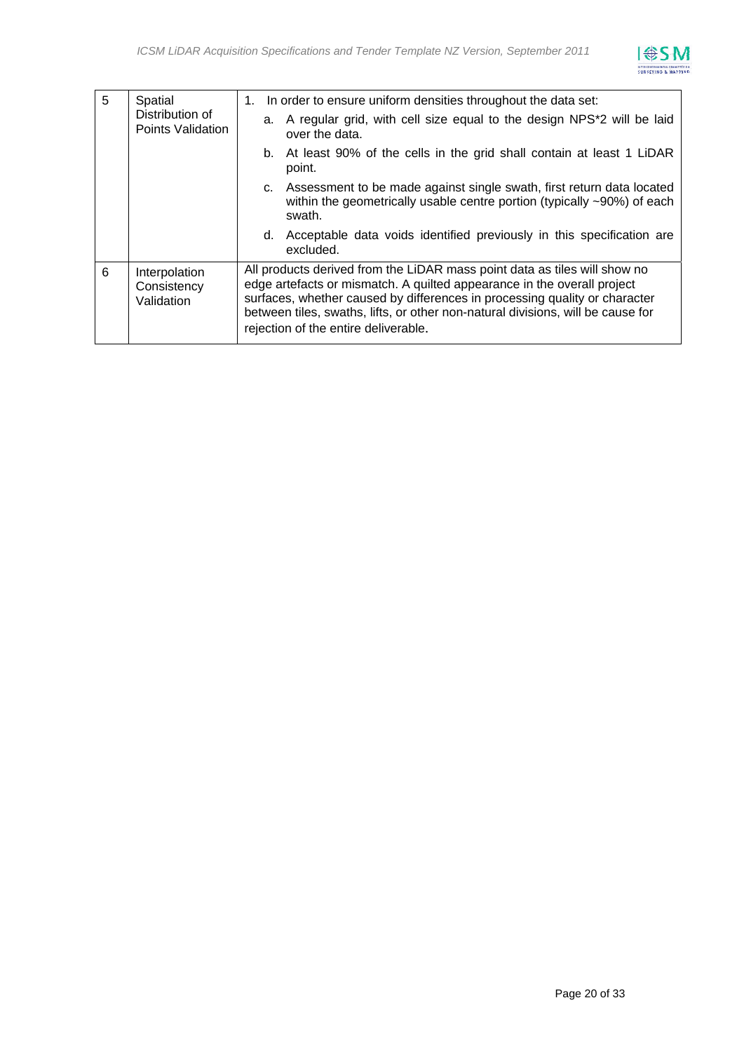| 5 | Spatial Distribution of Points Validation | 1. In order to ensure uniform densities throughout the data set:<br>a. A regular grid, with cell size equal to the design NPS*2 will be laid over the data.<br>b. At least 90% of the cells in the grid shall contain at least 1 LiDAR point.<br>c. Assessment to be made against single swath, first return data located within the geometrically usable centre portion (typically ~90%) of each swath.<br>d. Acceptable data voids identified previously in this specification are excluded. |
|---|---|---|
| 6 | Interpolation Consistency Validation | All products derived from the LiDAR mass point data as tiles will show no edge artefacts or mismatch. A quilted appearance in the overall project surfaces, whether caused by differences in processing quality or character between tiles, swaths, lifts, or other non-natural divisions, will be cause for rejection of the entire deliverable. |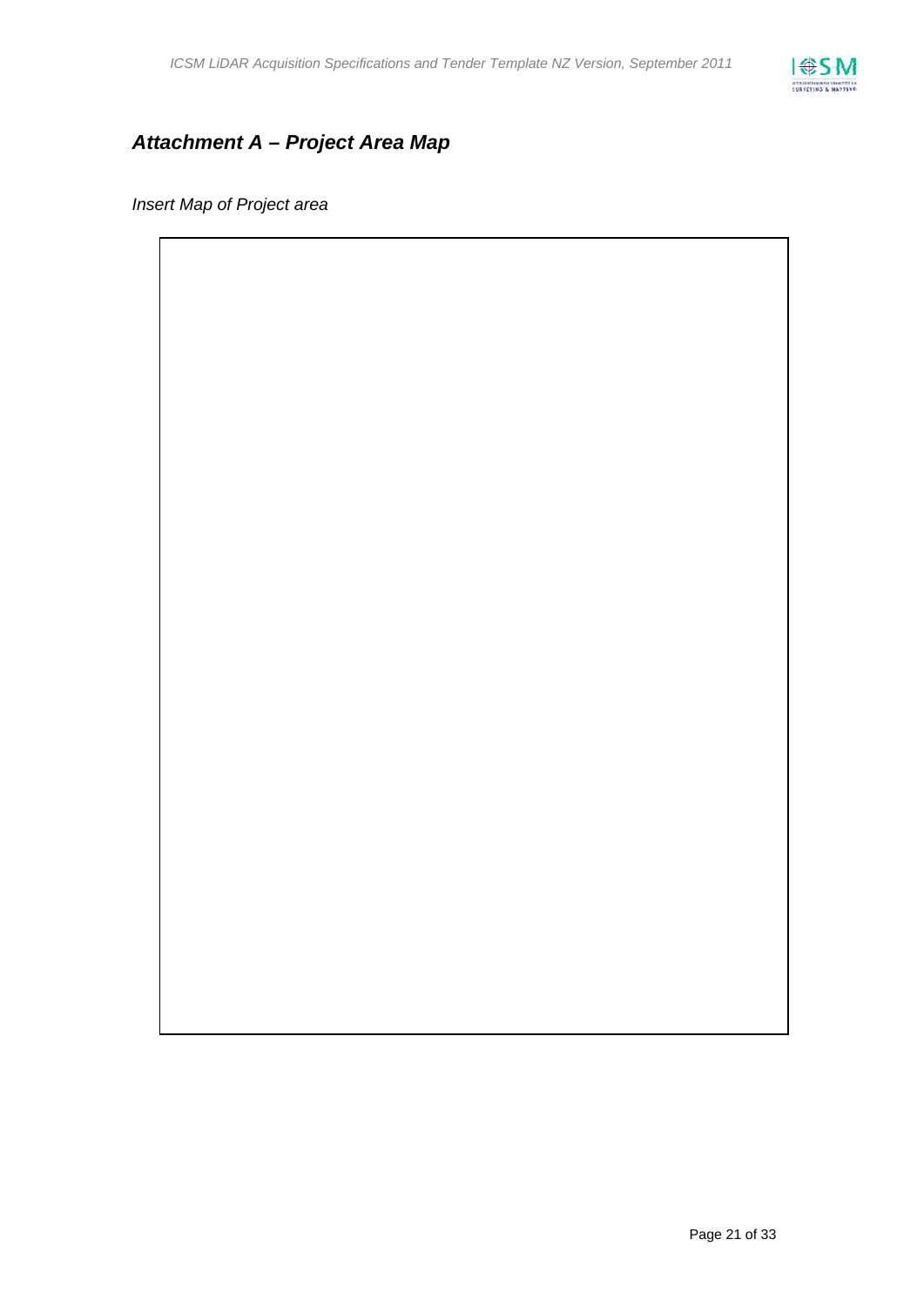## *Attachment A – Project Area Map*

*Insert Map of Project area*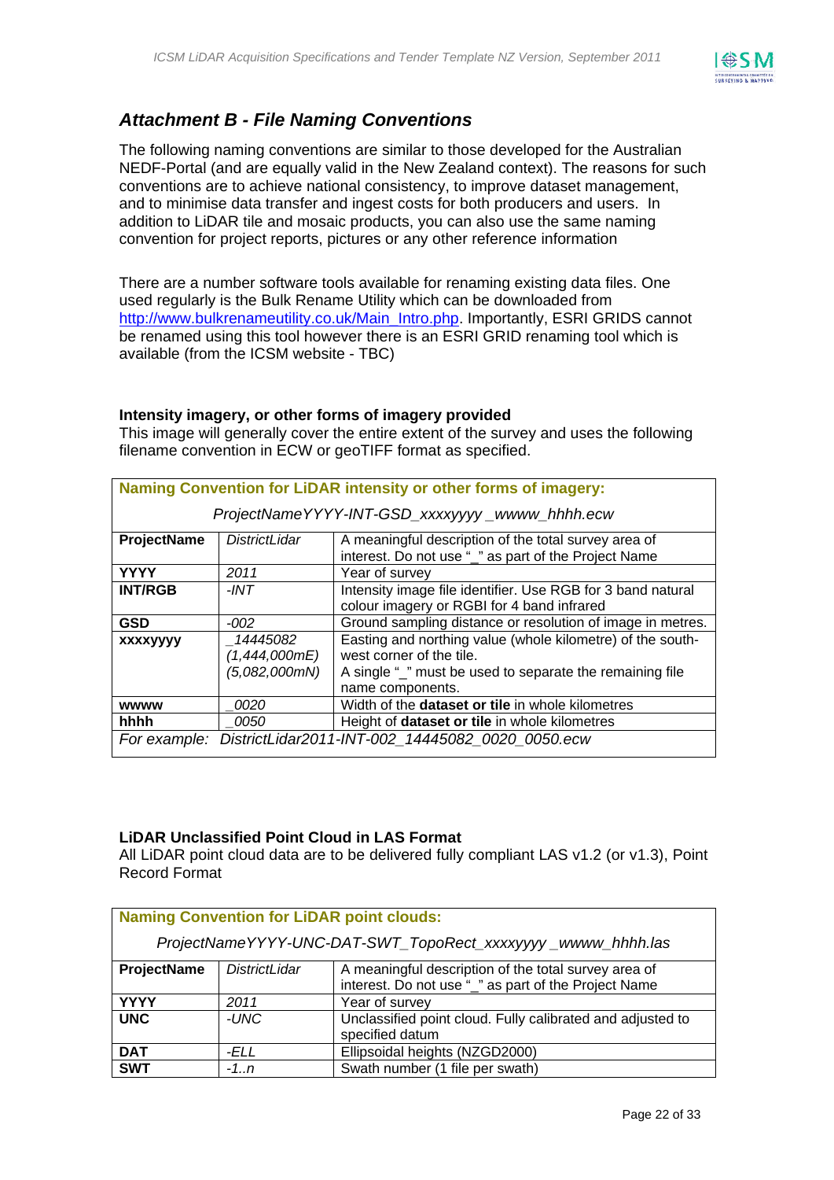## *Attachment B - File Naming Conventions*

The following naming conventions are similar to those developed for the Australian NEDF-Portal (and are equally valid in the New Zealand context). The reasons for such conventions are to achieve national consistency, to improve dataset management, and to minimise data transfer and ingest costs for both producers and users. In addition to LiDAR tile and mosaic products, you can also use the same naming convention for project reports, pictures or any other reference information

There are a number software tools available for renaming existing data files. One used regularly is the Bulk Rename Utility which can be downloaded from http://www.bulkrenameutility.co.uk/Main_Intro.php. Importantly, ESRI GRIDS cannot be renamed using this tool however there is an ESRI GRID renaming tool which is available (from the ICSM website - TBC)

**Intensity imagery, or other forms of imagery provided**

This image will generally cover the entire extent of the survey and uses the following filename convention in ECW or geoTIFF format as specified.

| **Naming Convention for LiDAR intensity or other forms of imagery:** | | |
|---|---|---|
| *ProjectNameYYYY-INT-GSD_xxxxyyyy _wwww_hhhh.ecw* | | |
| **ProjectName** | *DistrictLidar* | A meaningful description of the total survey area of interest. Do not use "_" as part of the Project Name |
| **YYYY** | *2011* | Year of survey |
| **INT/RGB** | *-INT* | Intensity image file identifier. Use RGB for 3 band natural colour imagery or RGBI for 4 band infrared |
| **GSD** | *-002* | Ground sampling distance or resolution of image in metres. |
| **xxxxyyyy** | *_14445082 (1,444,000mE) (5,082,000mN)* | Easting and northing value (whole kilometre) of the south-west corner of the tile. A single "_" must be used to separate the remaining file name components. |
| **wwww** | *_0020* | Width of the **dataset or tile** in whole kilometres |
| **hhhh** | *_0050* | Height of **dataset or tile** in whole kilometres |
| *For example: DistrictLidar2011-INT-002_14445082_0020_0050.ecw* | | |

**LiDAR Unclassified Point Cloud in LAS Format**

All LiDAR point cloud data are to be delivered fully compliant LAS v1.2 (or v1.3), Point Record Format

| **Naming Convention for LiDAR point clouds:** | | |
|---|---|---|
| *ProjectNameYYYY-UNC-DAT-SWT_TopoRect_xxxxyyyy _wwww_hhhh.las* | | |
| **ProjectName** | *DistrictLidar* | A meaningful description of the total survey area of interest. Do not use "_" as part of the Project Name |
| **YYYY** | *2011* | Year of survey |
| **UNC** | *-UNC* | Unclassified point cloud. Fully calibrated and adjusted to specified datum |
| **DAT** | *-ELL* | Ellipsoidal heights (NZGD2000) |
| **SWT** | *-1..n* | Swath number (1 file per swath) |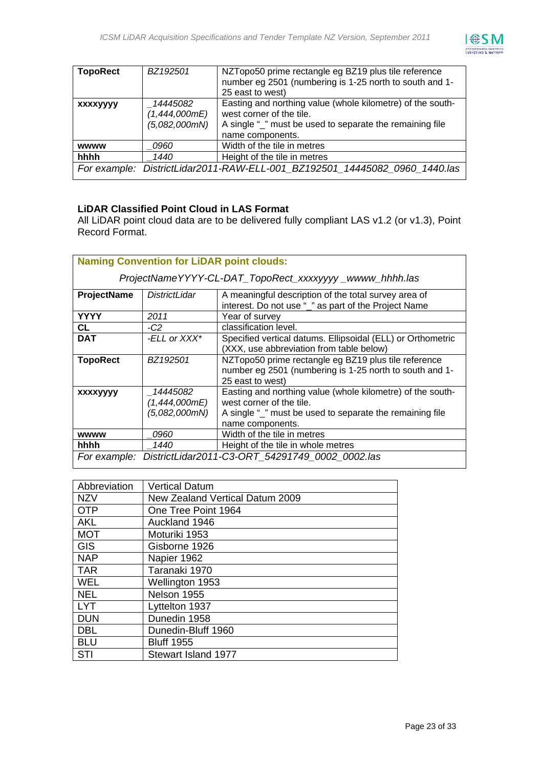| | | |
|---|---|---|
| **TopoRect** | *BZ192501* | NZTopo50 prime rectangle eg BZ19 plus tile reference number eg 2501 (numbering is 1-25 north to south and 1-25 east to west) |
| **xxxxyyyy** | *_14445082 (1,444,000mE) (5,082,000mN)* | Easting and northing value (whole kilometre) of the south-west corner of the tile. A single "_" must be used to separate the remaining file name components. |
| **wwww** | *_0960* | Width of the tile in metres |
| **hhhh** | *_1440* | Height of the tile in metres |
| *For example:* | *DistrictLidar2011-RAW-ELL-001_BZ192501_14445082_0960_1440.las* | |

**LiDAR Classified Point Cloud in LAS Format**

All LiDAR point cloud data are to be delivered fully compliant LAS v1.2 (or v1.3), Point Record Format.

| **Naming Convention for LiDAR point clouds:** *ProjectNameYYYY-CL-DAT_TopoRect_xxxxyyyy _wwww_hhhh.las* | | |
|---|---|---|
| **ProjectName** | *DistrictLidar* | A meaningful description of the total survey area of interest. Do not use "_" as part of the Project Name |
| **YYYY** | *2011* | Year of survey |
| **CL** | *-C2* | classification level. |
| **DAT** | *-ELL or XXX** | Specified vertical datums. Ellipsoidal (ELL) or Orthometric (XXX, use abbreviation from table below) |
| **TopoRect** | *BZ192501* | NZTopo50 prime rectangle eg BZ19 plus tile reference number eg 2501 (numbering is 1-25 north to south and 1-25 east to west) |
| **xxxxyyyy** | *_14445082 (1,444,000mE) (5,082,000mN)* | Easting and northing value (whole kilometre) of the south-west corner of the tile. A single "_" must be used to separate the remaining file name components. |
| **wwww** | *_0960* | Width of the tile in metres |
| **hhhh** | *_1440* | Height of the tile in whole metres |
| *For example:* | *DistrictLidar2011-C3-ORT_54291749_0002_0002.las* | |

| Abbreviation | Vertical Datum |
|---|---|
| NZV | New Zealand Vertical Datum 2009 |
| OTP | One Tree Point 1964 |
| AKL | Auckland 1946 |
| MOT | Moturiki 1953 |
| GIS | Gisborne 1926 |
| NAP | Napier 1962 |
| TAR | Taranaki 1970 |
| WEL | Wellington 1953 |
| NEL | Nelson 1955 |
| LYT | Lyttelton 1937 |
| DUN | Dunedin 1958 |
| DBL | Dunedin-Bluff 1960 |
| BLU | Bluff 1955 |
| STI | Stewart Island 1977 |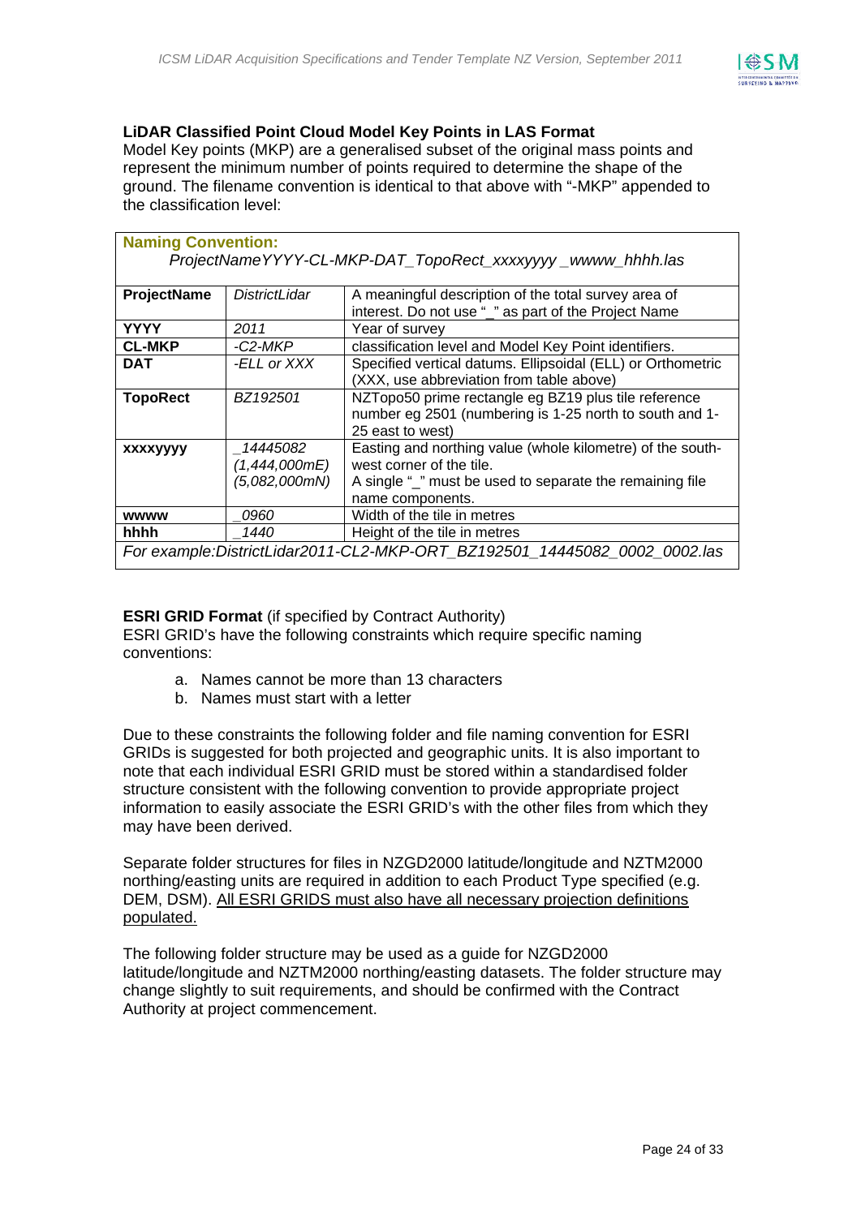### LiDAR Classified Point Cloud Model Key Points in LAS Format

Model Key points (MKP) are a generalised subset of the original mass points and represent the minimum number of points required to determine the shape of the ground. The filename convention is identical to that above with "-MKP" appended to the classification level:

| **Naming Convention:** *ProjectNameYYYY-CL-MKP-DAT_TopoRect_xxxxyyyy _wwww_hhhh.las* | | |
|---|---|---|
| **ProjectName** | *DistrictLidar* | A meaningful description of the total survey area of interest. Do not use "_" as part of the Project Name |
| **YYYY** | *2011* | Year of survey |
| **CL-MKP** | *-C2-MKP* | classification level and Model Key Point identifiers. |
| **DAT** | *-ELL or XXX* | Specified vertical datums. Ellipsoidal (ELL) or Orthometric (XXX, use abbreviation from table above) |
| **TopoRect** | *BZ192501* | NZTopo50 prime rectangle eg BZ19 plus tile reference number eg 2501 (numbering is 1-25 north to south and 1-25 east to west) |
| **xxxxyyyy** | *_14445082 (1,444,000mE) (5,082,000mN)* | Easting and northing value (whole kilometre) of the south-west corner of the tile. A single "_" must be used to separate the remaining file name components. |
| **wwww** | *_0960* | Width of the tile in metres |
| **hhhh** | *_1440* | Height of the tile in metres |
| *For example:DistrictLidar2011-CL2-MKP-ORT_BZ192501_14445082_0002_0002.las* | | |

**ESRI GRID Format** (if specified by Contract Authority)
ESRI GRID's have the following constraints which require specific naming conventions:

a. Names cannot be more than 13 characters
b. Names must start with a letter

Due to these constraints the following folder and file naming convention for ESRI GRIDs is suggested for both projected and geographic units. It is also important to note that each individual ESRI GRID must be stored within a standardised folder structure consistent with the following convention to provide appropriate project information to easily associate the ESRI GRID's with the other files from which they may have been derived.

Separate folder structures for files in NZGD2000 latitude/longitude and NZTM2000 northing/easting units are required in addition to each Product Type specified (e.g. DEM, DSM). <u>All ESRI GRIDS must also have all necessary projection definitions populated.</u>

The following folder structure may be used as a guide for NZGD2000 latitude/longitude and NZTM2000 northing/easting datasets. The folder structure may change slightly to suit requirements, and should be confirmed with the Contract Authority at project commencement.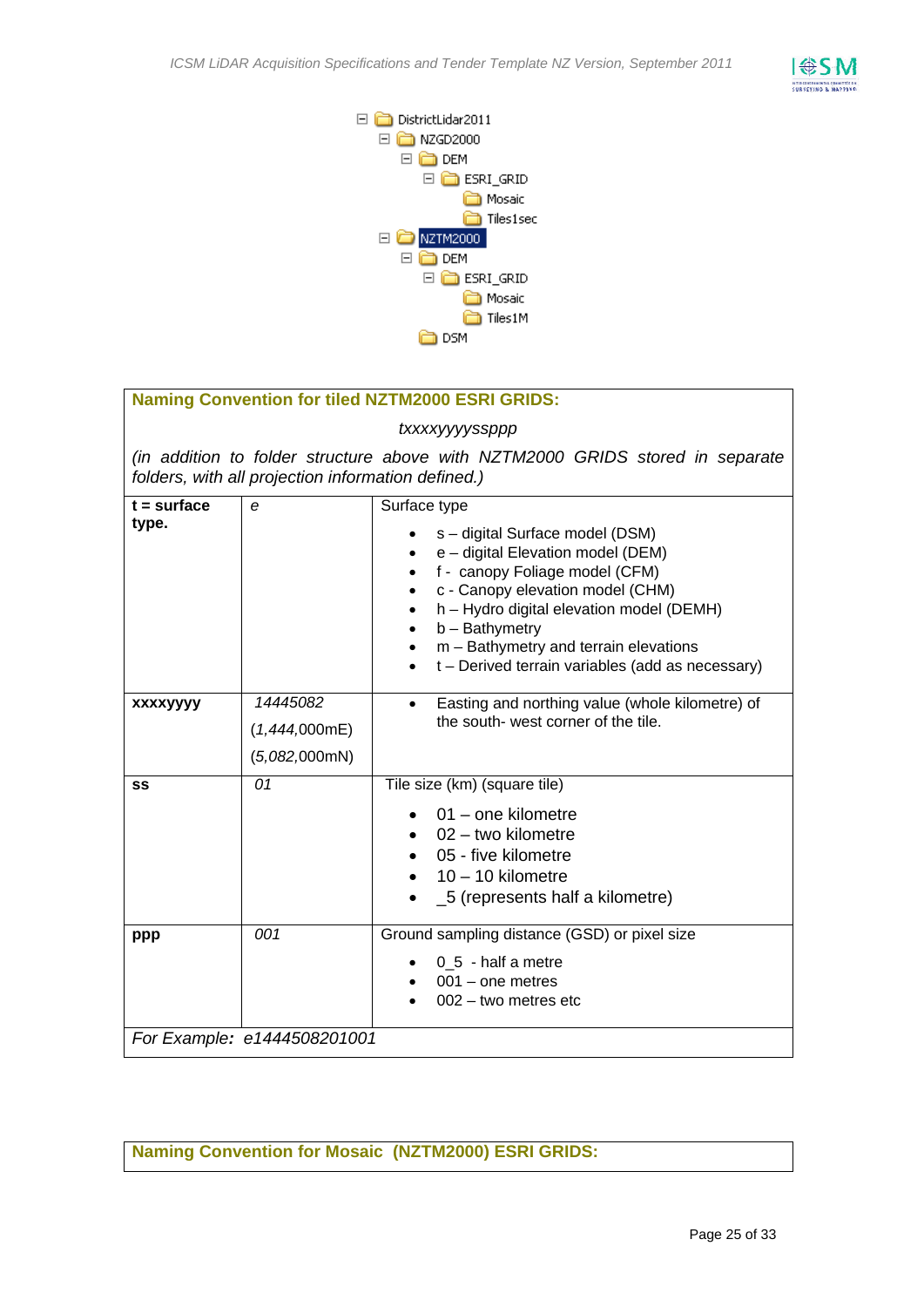```
DistrictLidar2011
├── NZGD2000
│   └── DEM
│       └── ESRI_GRID
│           ├── Mosaic
│           └── Tiles1sec
└── NZTM2000
    ├── DEM
    │   └── ESRI_GRID
    │       ├── Mosaic
    │       └── Tiles1M
    └── DSM
```

| **Naming Convention for tiled NZTM2000 ESRI GRIDS:** | | |
|---|---|---|
| *txxxxyyyyssppp* | | |
| *(in addition to folder structure above with NZTM2000 GRIDS stored in separate folders, with all projection information defined.)* | | |
| **t = surface type.** | *e* | Surface type<br>• s – digital Surface model (DSM)<br>• e – digital Elevation model (DEM)<br>• f - canopy Foliage model (CFM)<br>• c - Canopy elevation model (CHM)<br>• h – Hydro digital elevation model (DEMH)<br>• b – Bathymetry<br>• m – Bathymetry and terrain elevations<br>• t – Derived terrain variables (add as necessary) |
| **xxxxyyyy** | *14445082*<br>(*1,444*,000mE)<br>(*5,082*,000mN) | • Easting and northing value (whole kilometre) of the south- west corner of the tile. |
| **ss** | *01* | Tile size (km) (square tile)<br>• 01 – one kilometre<br>• 02 – two kilometre<br>• 05 - five kilometre<br>• 10 – 10 kilometre<br>• _5 (represents half a kilometre) |
| **ppp** | *001* | Ground sampling distance (GSD) or pixel size<br>• 0_5 - half a metre<br>• 001 – one metres<br>• 002 – two metres etc |
| *For Example: e1444508201001* | | |

| **Naming Convention for Mosaic (NZTM2000) ESRI GRIDS:** |
|---|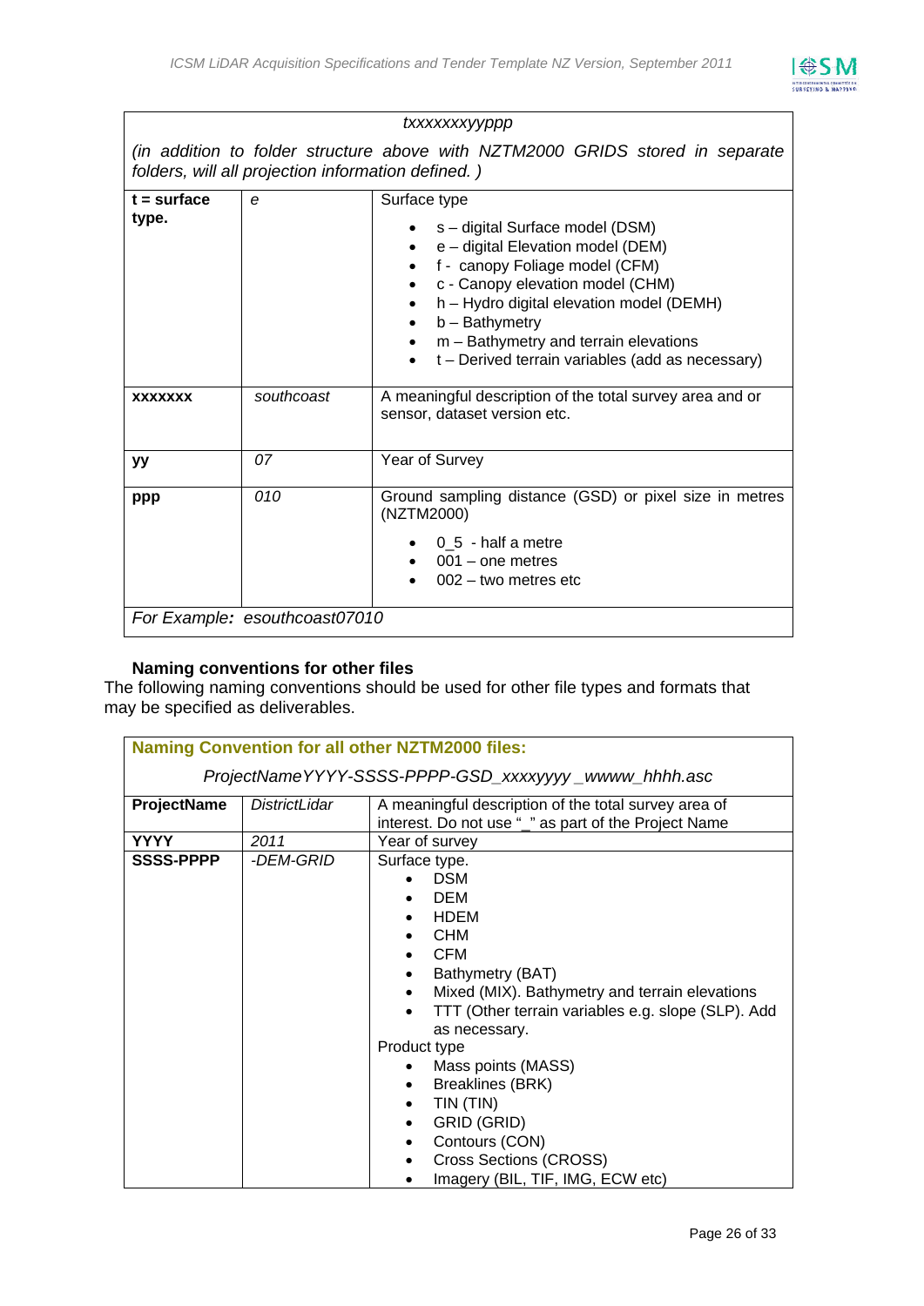| *txxxxxxxyyppp* | | |
|---|---|---|
| *(in addition to folder structure above with NZTM2000 GRIDS stored in separate folders, will all projection information defined. )* | | |
| **t = surface type.** | *e* | Surface type<br>• s – digital Surface model (DSM)<br>• e – digital Elevation model (DEM)<br>• f - canopy Foliage model (CFM)<br>• c - Canopy elevation model (CHM)<br>• h – Hydro digital elevation model (DEMH)<br>• b – Bathymetry<br>• m – Bathymetry and terrain elevations<br>• t – Derived terrain variables (add as necessary) |
| **xxxxxxx** | *southcoast* | A meaningful description of the total survey area and or sensor, dataset version etc. |
| **yy** | *07* | Year of Survey |
| **ppp** | *010* | Ground sampling distance (GSD) or pixel size in metres (NZTM2000)<br>• 0_5 - half a metre<br>• 001 – one metres<br>• 002 – two metres etc |
| *For Example:* *esouthcoast07010* | | |

**Naming conventions for other files**

The following naming conventions should be used for other file types and formats that may be specified as deliverables.

| **Naming Convention for all other NZTM2000 files:** | | |
|---|---|---|
| *ProjectNameYYYY-SSSS-PPPP-GSD_xxxxyyyy _wwww_hhhh.asc* | | |
| **ProjectName** | *DistrictLidar* | A meaningful description of the total survey area of interest. Do not use "_" as part of the Project Name |
| **YYYY** | *2011* | Year of survey |
| **SSSS-PPPP** | *-DEM-GRID* | Surface type.<br>• DSM<br>• DEM<br>• HDEM<br>• CHM<br>• CFM<br>• Bathymetry (BAT)<br>• Mixed (MIX). Bathymetry and terrain elevations<br>• TTT (Other terrain variables e.g. slope (SLP). Add as necessary.<br>Product type<br>• Mass points (MASS)<br>• Breaklines (BRK)<br>• TIN (TIN)<br>• GRID (GRID)<br>• Contours (CON)<br>• Cross Sections (CROSS)<br>• Imagery (BIL, TIF, IMG, ECW etc) |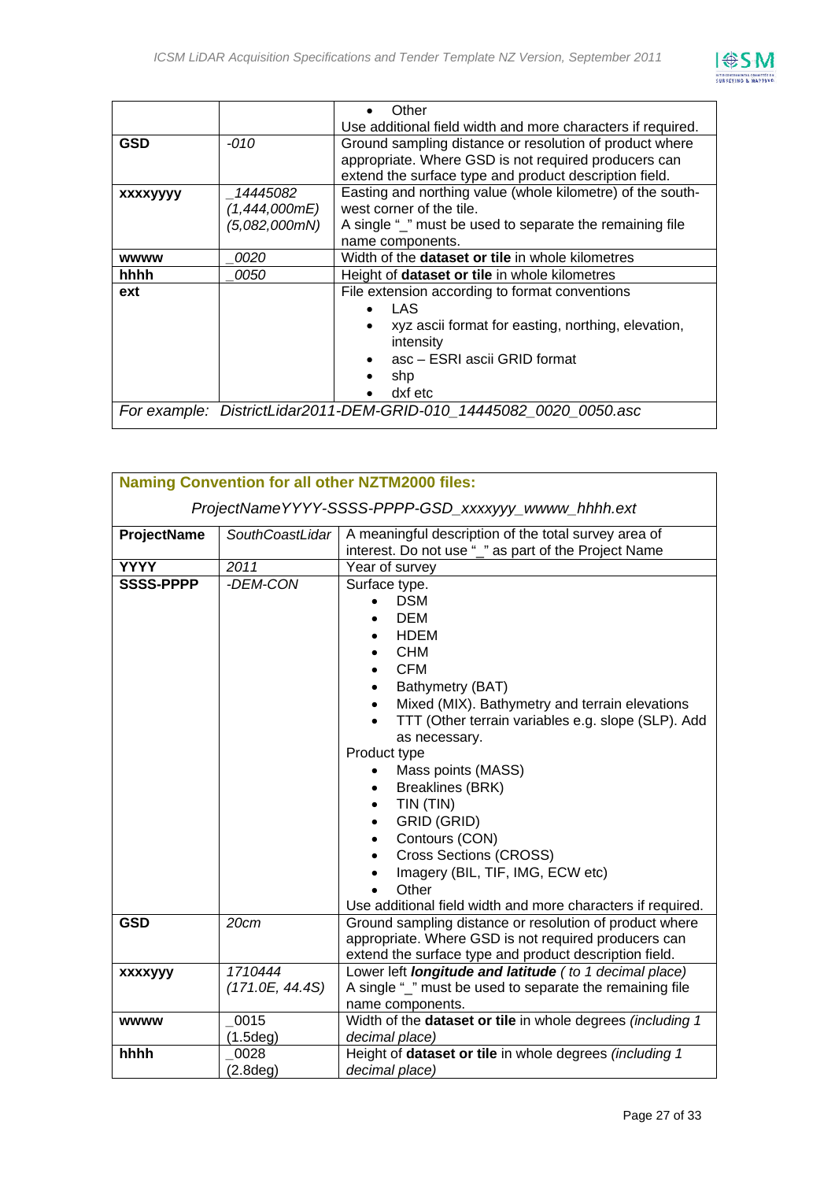| | | • Other<br>Use additional field width and more characters if required. |
|---|---|---|
| **GSD** | *-010* | Ground sampling distance or resolution of product where appropriate. Where GSD is not required producers can extend the surface type and product description field. |
| **xxxxyyyy** | *_14445082*<br>*(1,444,000mE)*<br>*(5,082,000mN)* | Easting and northing value (whole kilometre) of the south-west corner of the tile.<br>A single "_" must be used to separate the remaining file name components. |
| **wwww** | *_0020* | Width of the **dataset or tile** in whole kilometres |
| **hhhh** | *_0050* | Height of **dataset or tile** in whole kilometres |
| **ext** | | File extension according to format conventions<br>• LAS<br>• xyz ascii format for easting, northing, elevation, intensity<br>• asc – ESRI ascii GRID format<br>• shp<br>• dxf etc |
| *For example:* | *DistrictLidar2011-DEM-GRID-010_14445082_0020_0050.asc* | |

| **Naming Convention for all other NZTM2000 files:**<br>*ProjectNameYYYY-SSSS-PPPP-GSD_xxxxyyy_wwww_hhhh.ext* | | |
|---|---|---|
| **ProjectName** | *SouthCoastLidar* | A meaningful description of the total survey area of interest. Do not use "_" as part of the Project Name |
| **YYYY** | *2011* | Year of survey |
| **SSSS-PPPP** | *-DEM-CON* | Surface type.<br>• DSM<br>• DEM<br>• HDEM<br>• CHM<br>• CFM<br>• Bathymetry (BAT)<br>• Mixed (MIX). Bathymetry and terrain elevations<br>• TTT (Other terrain variables e.g. slope (SLP). Add as necessary.<br>Product type<br>• Mass points (MASS)<br>• Breaklines (BRK)<br>• TIN (TIN)<br>• GRID (GRID)<br>• Contours (CON)<br>• Cross Sections (CROSS)<br>• Imagery (BIL, TIF, IMG, ECW etc)<br>• Other<br>Use additional field width and more characters if required. |
| **GSD** | *20cm* | Ground sampling distance or resolution of product where appropriate. Where GSD is not required producers can extend the surface type and product description field. |
| **xxxxyyy** | *1710444*<br>*(171.0E, 44.4S)* | Lower left ***longitude and latitude*** *( to 1 decimal place)*<br>A single "_" must be used to separate the remaining file name components. |
| **wwww** | _0015<br>(1.5deg) | Width of the **dataset or tile** in whole degrees *(including 1 decimal place)* |
| **hhhh** | _0028<br>(2.8deg) | Height of **dataset or tile** in whole degrees *(including 1 decimal place)* |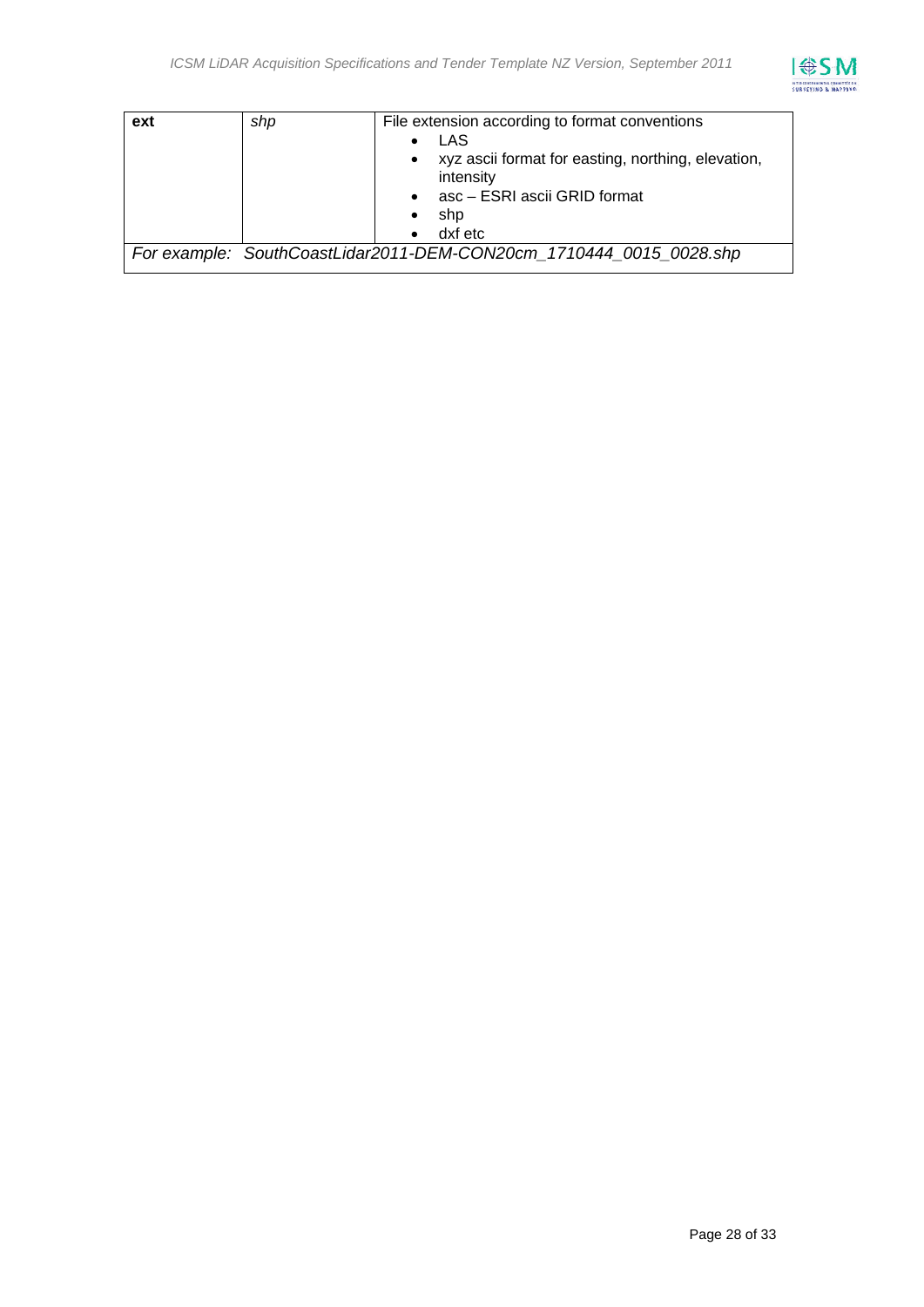| ext | *shp* | File extension according to format conventions<br>• LAS<br>• xyz ascii format for easting, northing, elevation, intensity<br>• asc – ESRI ascii GRID format<br>• shp<br>• dxf etc |
|---|---|---|
| *For example: SouthCoastLidar2011-DEM-CON20cm_1710444_0015_0028.shp* | | |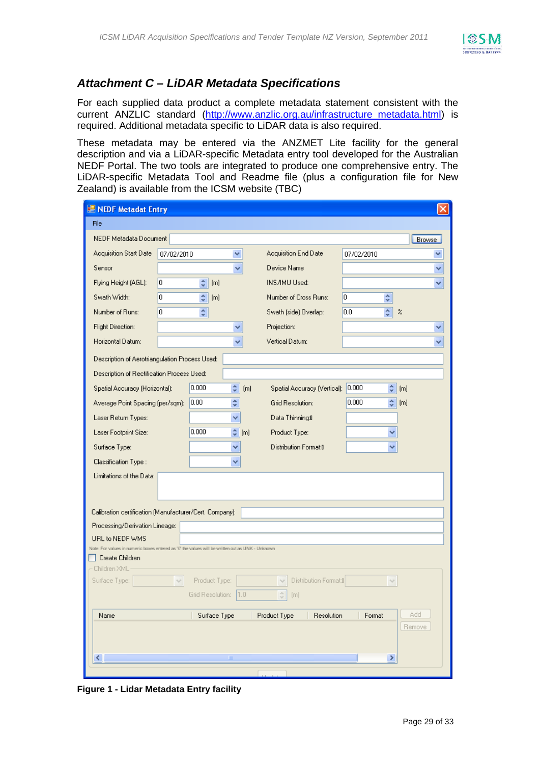## *Attachment C – LiDAR Metadata Specifications*

For each supplied data product a complete metadata statement consistent with the current ANZLIC standard (http://www.anzlic.org.au/infrastructure_metadata.html) is required. Additional metadata specific to LiDAR data is also required.

These metadata may be entered via the ANZMET Lite facility for the general description and via a LiDAR-specific Metadata entry tool developed for the Australian NEDF Portal. The two tools are integrated to produce one comprehensive entry. The LiDAR-specific Metadata Tool and Readme file (plus a configuration file for New Zealand) is available from the ICSM website (TBC)

**Figure 1 - Lidar Metadata Entry facility**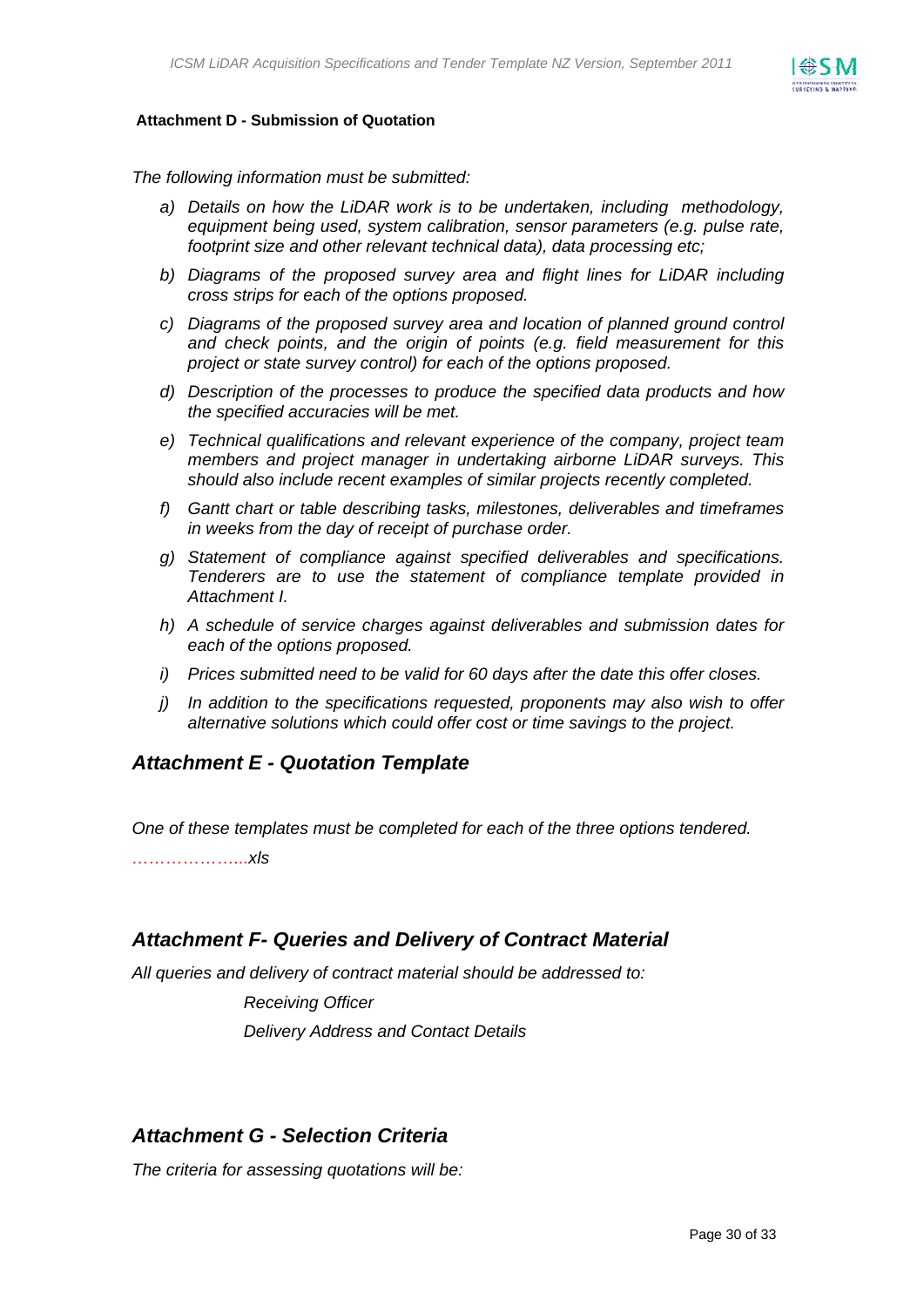**Attachment D - Submission of Quotation**

*The following information must be submitted:*

*a) Details on how the LiDAR work is to be undertaken, including methodology, equipment being used, system calibration, sensor parameters (e.g. pulse rate, footprint size and other relevant technical data), data processing etc;*

*b) Diagrams of the proposed survey area and flight lines for LiDAR including cross strips for each of the options proposed.*

*c) Diagrams of the proposed survey area and location of planned ground control and check points, and the origin of points (e.g. field measurement for this project or state survey control) for each of the options proposed.*

*d) Description of the processes to produce the specified data products and how the specified accuracies will be met.*

*e) Technical qualifications and relevant experience of the company, project team members and project manager in undertaking airborne LiDAR surveys. This should also include recent examples of similar projects recently completed.*

*f) Gantt chart or table describing tasks, milestones, deliverables and timeframes in weeks from the day of receipt of purchase order.*

*g) Statement of compliance against specified deliverables and specifications. Tenderers are to use the statement of compliance template provided in Attachment I.*

*h) A schedule of service charges against deliverables and submission dates for each of the options proposed.*

*i) Prices submitted need to be valid for 60 days after the date this offer closes.*

*j) In addition to the specifications requested, proponents may also wish to offer alternative solutions which could offer cost or time savings to the project.*

## *Attachment E - Quotation Template*

*One of these templates must be completed for each of the three options tendered.*

*………………...xls*

## *Attachment F- Queries and Delivery of Contract Material*

*All queries and delivery of contract material should be addressed to:*

*Receiving Officer*

*Delivery Address and Contact Details*

## *Attachment G - Selection Criteria*

*The criteria for assessing quotations will be:*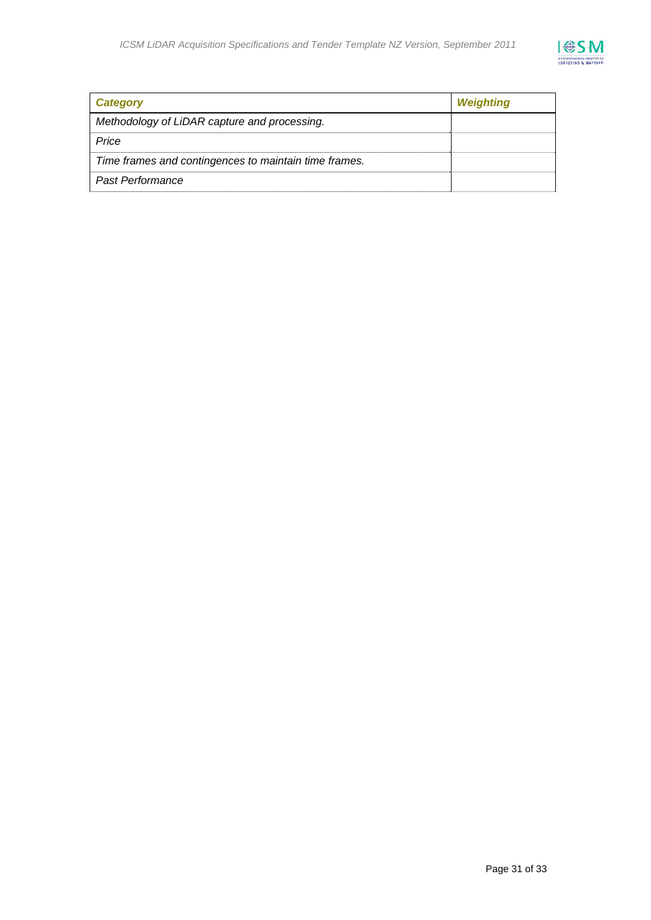| *Category* | *Weighting* |
|---|---|
| *Methodology of LiDAR capture and processing.* | |
| *Price* | |
| *Time frames and contingences to maintain time frames.* | |
| *Past Performance* | |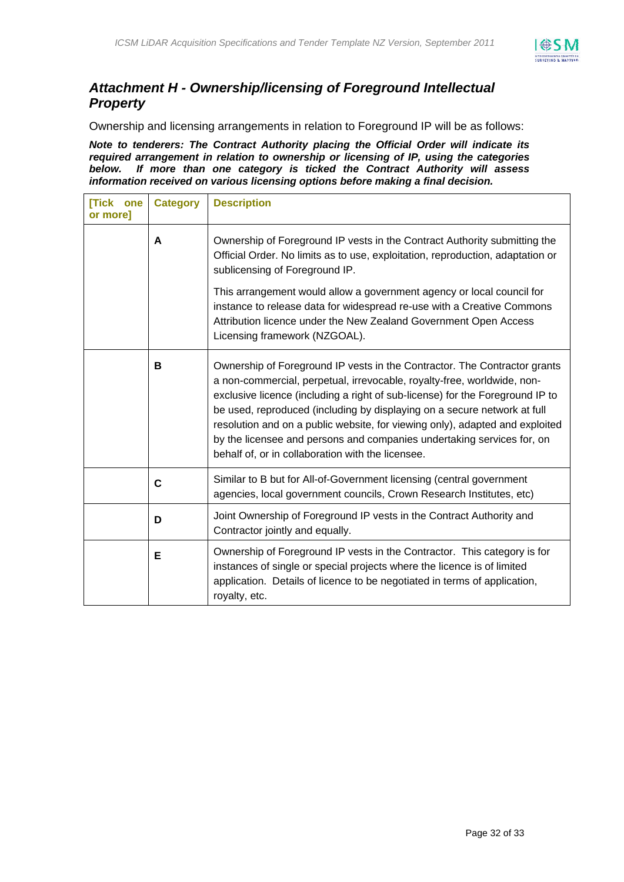## *Attachment H - Ownership/licensing of Foreground Intellectual Property*

Ownership and licensing arrangements in relation to Foreground IP will be as follows:

***Note to tenderers: The Contract Authority placing the Official Order will indicate its required arrangement in relation to ownership or licensing of IP, using the categories below. If more than one category is ticked the Contract Authority will assess information received on various licensing options before making a final decision.***

| [Tick one or more] | Category | Description |
|---|---|---|
| | **A** | Ownership of Foreground IP vests in the Contract Authority submitting the Official Order. No limits as to use, exploitation, reproduction, adaptation or sublicensing of Foreground IP.<br><br>This arrangement would allow a government agency or local council for instance to release data for widespread re-use with a Creative Commons Attribution licence under the New Zealand Government Open Access Licensing framework (NZGOAL). |
| | **B** | Ownership of Foreground IP vests in the Contractor. The Contractor grants a non-commercial, perpetual, irrevocable, royalty-free, worldwide, non-exclusive licence (including a right of sub-license) for the Foreground IP to be used, reproduced (including by displaying on a secure network at full resolution and on a public website, for viewing only), adapted and exploited by the licensee and persons and companies undertaking services for, on behalf of, or in collaboration with the licensee. |
| | **C** | Similar to B but for All-of-Government licensing (central government agencies, local government councils, Crown Research Institutes, etc) |
| | **D** | Joint Ownership of Foreground IP vests in the Contract Authority and Contractor jointly and equally. |
| | **E** | Ownership of Foreground IP vests in the Contractor. This category is for instances of single or special projects where the licence is of limited application. Details of licence to be negotiated in terms of application, royalty, etc. |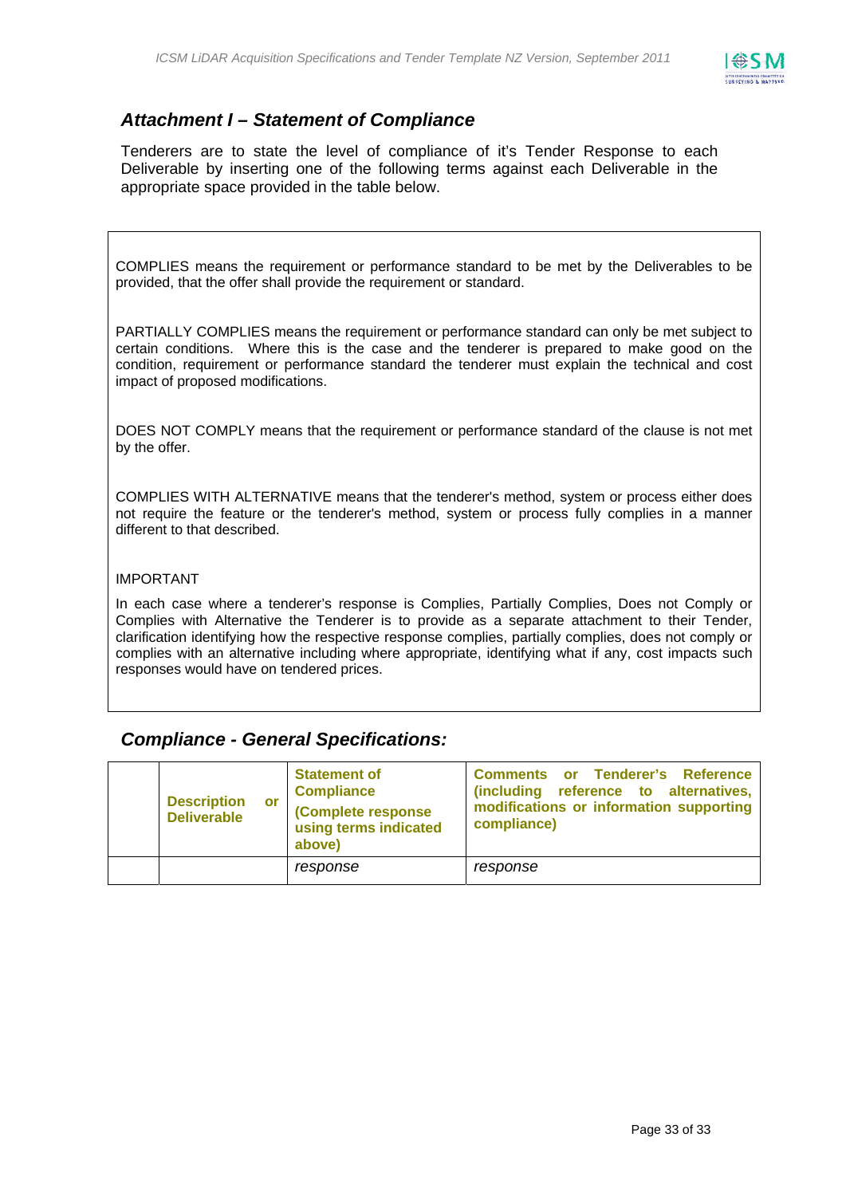## *Attachment I – Statement of Compliance*

Tenderers are to state the level of compliance of it's Tender Response to each Deliverable by inserting one of the following terms against each Deliverable in the appropriate space provided in the table below.

COMPLIES means the requirement or performance standard to be met by the Deliverables to be provided, that the offer shall provide the requirement or standard.

PARTIALLY COMPLIES means the requirement or performance standard can only be met subject to certain conditions. Where this is the case and the tenderer is prepared to make good on the condition, requirement or performance standard the tenderer must explain the technical and cost impact of proposed modifications.

DOES NOT COMPLY means that the requirement or performance standard of the clause is not met by the offer.

COMPLIES WITH ALTERNATIVE means that the tenderer's method, system or process either does not require the feature or the tenderer's method, system or process fully complies in a manner different to that described.

IMPORTANT

In each case where a tenderer's response is Complies, Partially Complies, Does not Comply or Complies with Alternative the Tenderer is to provide as a separate attachment to their Tender, clarification identifying how the respective response complies, partially complies, does not comply or complies with an alternative including where appropriate, identifying what if any, cost impacts such responses would have on tendered prices.

## *Compliance - General Specifications:*

| | **Description or Deliverable** | **Statement of Compliance (Complete response using terms indicated above)** | **Comments or Tenderer's Reference (including reference to alternatives, modifications or information supporting compliance)** |
|---|---|---|---|
| | | *response* | *response* |